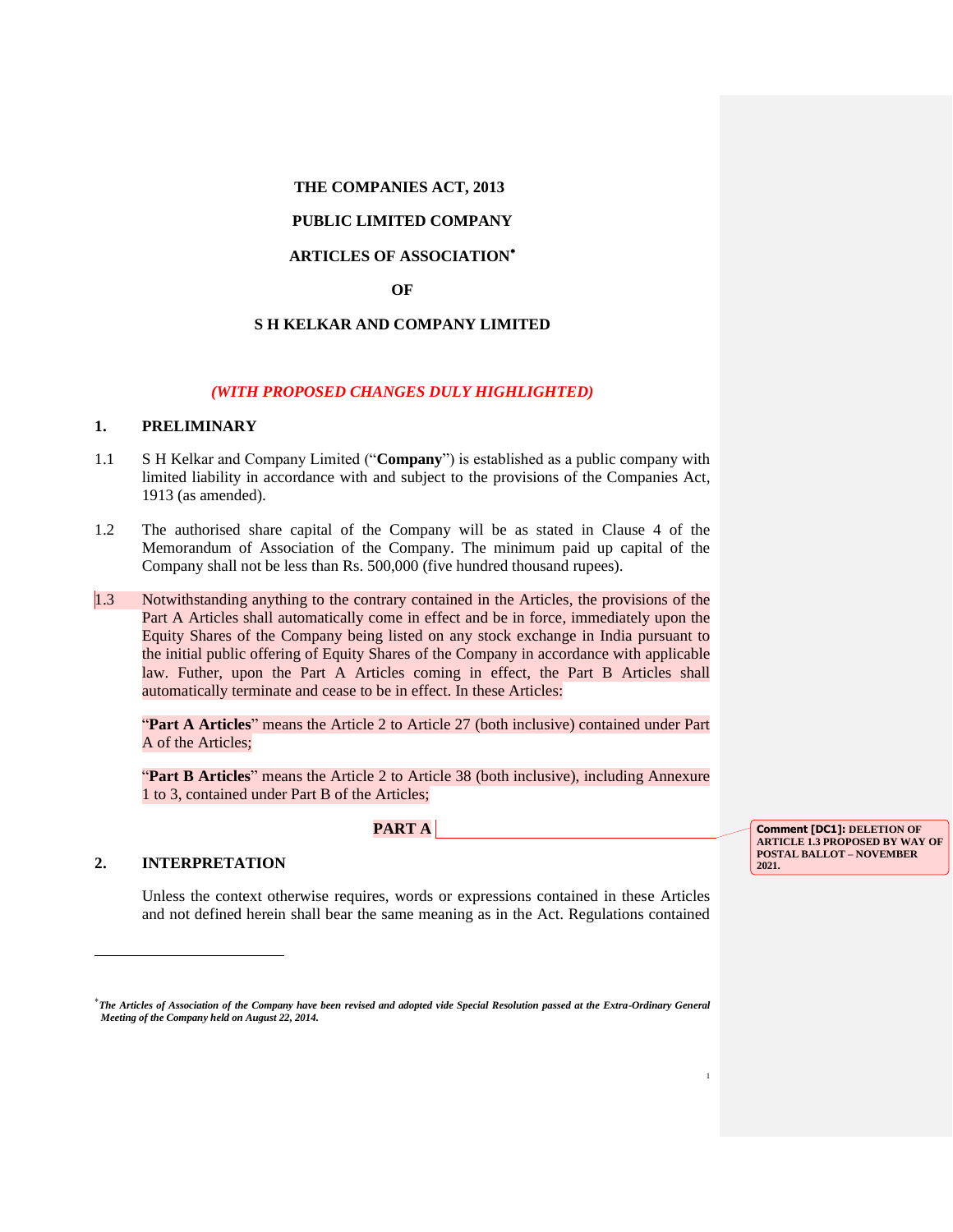**THE COMPANIES ACT, 2013**

**PUBLIC LIMITED COMPANY**

**ARTICLES OF ASSOCIATION***

**OF**

**S H KELKAR AND COMPANY LIMITED**

***(WITH PROPOSED CHANGES DULY HIGHLIGHTED)***

## 1. PRELIMINARY

1.1 S H Kelkar and Company Limited ("**Company**") is established as a public company with limited liability in accordance with and subject to the provisions of the Companies Act, 1913 (as amended).

1.2 The authorised share capital of the Company will be as stated in Clause 4 of the Memorandum of Association of the Company. The minimum paid up capital of the Company shall not be less than Rs. 500,000 (five hundred thousand rupees).

1.3 Notwithstanding anything to the contrary contained in the Articles, the provisions of the Part A Articles shall automatically come in effect and be in force, immediately upon the Equity Shares of the Company being listed on any stock exchange in India pursuant to the initial public offering of Equity Shares of the Company in accordance with applicable law. Futher, upon the Part A Articles coming in effect, the Part B Articles shall automatically terminate and cease to be in effect. In these Articles:

"**Part A Articles**" means the Article 2 to Article 27 (both inclusive) contained under Part A of the Articles;

"**Part B Articles**" means the Article 2 to Article 38 (both inclusive), including Annexure 1 to 3, contained under Part B of the Articles;

**PART A**

Comment [DC1]: DELETION OF ARTICLE 1.3 PROPOSED BY WAY OF POSTAL BALLOT – NOVEMBER 2021.

## 2. INTERPRETATION

Unless the context otherwise requires, words or expressions contained in these Articles and not defined herein shall bear the same meaning as in the Act. Regulations contained

---

\* *The Articles of Association of the Company have been revised and adopted vide Special Resolution passed at the Extra-Ordinary General Meeting of the Company held on August 22, 2014.*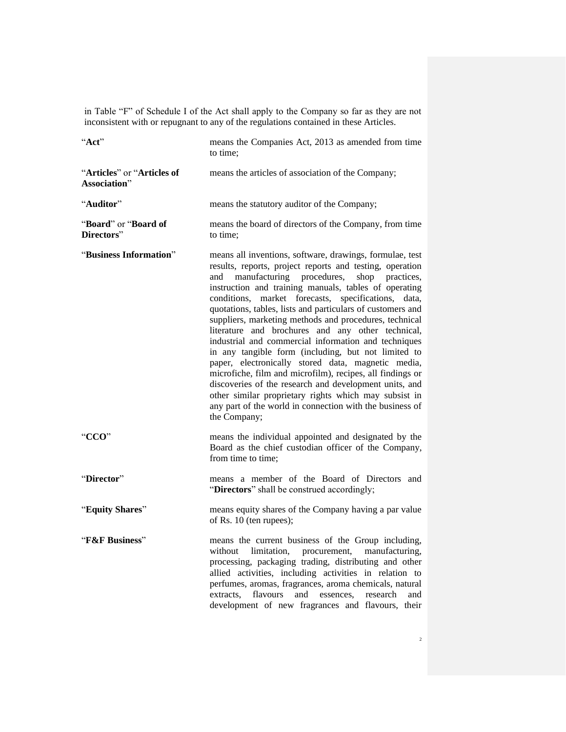in Table "F" of Schedule I of the Act shall apply to the Company so far as they are not inconsistent with or repugnant to any of the regulations contained in these Articles.

| | |
|---|---|
| "**Act**" | means the Companies Act, 2013 as amended from time to time; |
| "**Articles**" or "**Articles of Association**" | means the articles of association of the Company; |
| "**Auditor**" | means the statutory auditor of the Company; |
| "**Board**" or "**Board of Directors**" | means the board of directors of the Company, from time to time; |
| "**Business Information**" | means all inventions, software, drawings, formulae, test results, reports, project reports and testing, operation and manufacturing procedures, shop practices, instruction and training manuals, tables of operating conditions, market forecasts, specifications, data, quotations, tables, lists and particulars of customers and suppliers, marketing methods and procedures, technical literature and brochures and any other technical, industrial and commercial information and techniques in any tangible form (including, but not limited to paper, electronically stored data, magnetic media, microfiche, film and microfilm), recipes, all findings or discoveries of the research and development units, and other similar proprietary rights which may subsist in any part of the world in connection with the business of the Company; |
| "**CCO**" | means the individual appointed and designated by the Board as the chief custodian officer of the Company, from time to time; |
| "**Director**" | means a member of the Board of Directors and "**Directors**" shall be construed accordingly; |
| "**Equity Shares**" | means equity shares of the Company having a par value of Rs. 10 (ten rupees); |
| "**F&F Business**" | means the current business of the Group including, without limitation, procurement, manufacturing, processing, packaging trading, distributing and other allied activities, including activities in relation to perfumes, aromas, fragrances, aroma chemicals, natural extracts, flavours and essences, research and development of new fragrances and flavours, their |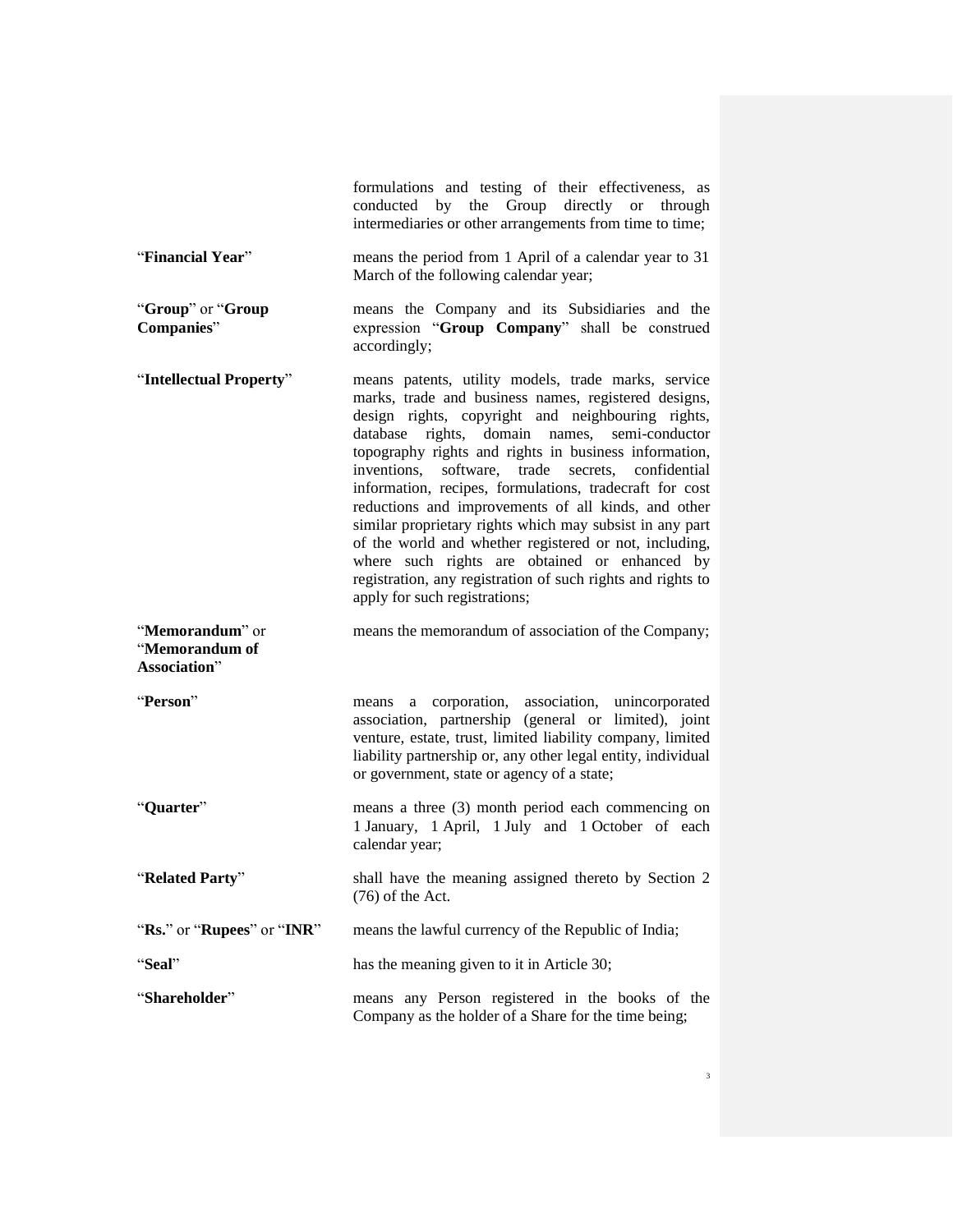formulations and testing of their effectiveness, as conducted by the Group directly or through intermediaries or other arrangements from time to time;

| | |
|---|---|
| "**Financial Year**" | means the period from 1 April of a calendar year to 31 March of the following calendar year; |
| "**Group**" or "**Group Companies**" | means the Company and its Subsidiaries and the expression "**Group Company**" shall be construed accordingly; |
| "**Intellectual Property**" | means patents, utility models, trade marks, service marks, trade and business names, registered designs, design rights, copyright and neighbouring rights, database rights, domain names, semi-conductor topography rights and rights in business information, inventions, software, trade secrets, confidential information, recipes, formulations, tradecraft for cost reductions and improvements of all kinds, and other similar proprietary rights which may subsist in any part of the world and whether registered or not, including, where such rights are obtained or enhanced by registration, any registration of such rights and rights to apply for such registrations; |
| "**Memorandum**" or "**Memorandum of Association**" | means the memorandum of association of the Company; |
| "**Person**" | means a corporation, association, unincorporated association, partnership (general or limited), joint venture, estate, trust, limited liability company, limited liability partnership or, any other legal entity, individual or government, state or agency of a state; |
| "**Quarter**" | means a three (3) month period each commencing on 1 January, 1 April, 1 July and 1 October of each calendar year; |
| "**Related Party**" | shall have the meaning assigned thereto by Section 2 (76) of the Act. |
| "**Rs.**" or "**Rupees**" or "**INR**" | means the lawful currency of the Republic of India; |
| "**Seal**" | has the meaning given to it in Article 30; |
| "**Shareholder**" | means any Person registered in the books of the Company as the holder of a Share for the time being; |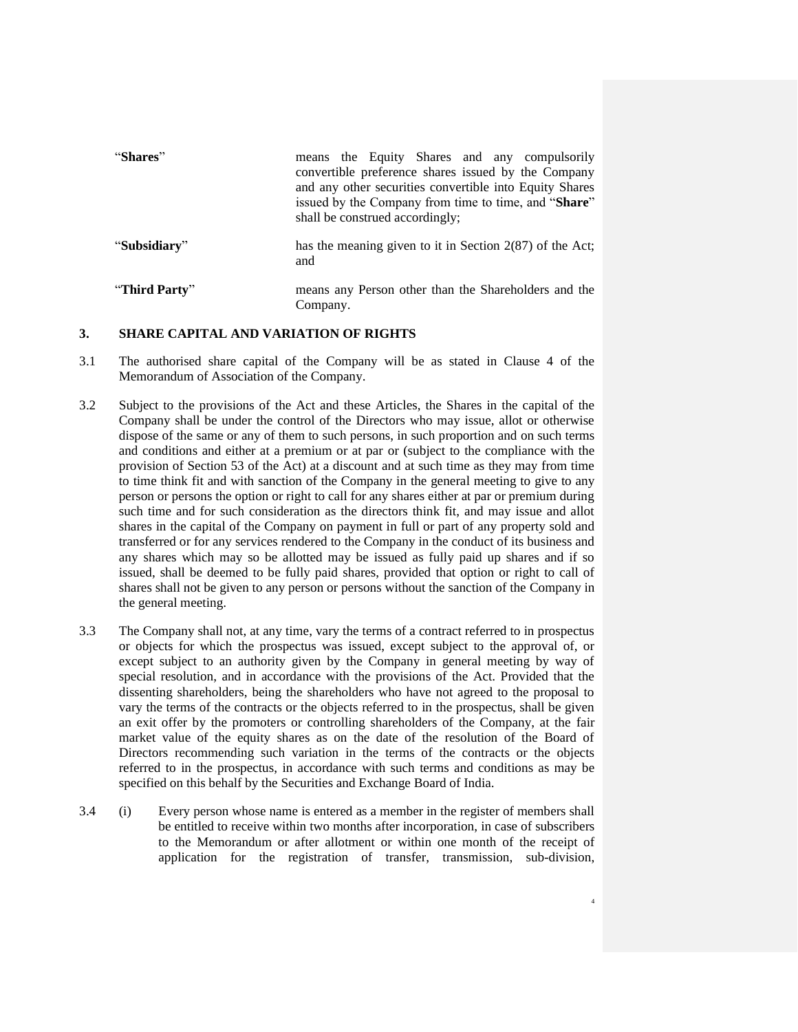| | |
|---|---|
| "**Shares**" | means the Equity Shares and any compulsorily convertible preference shares issued by the Company and any other securities convertible into Equity Shares issued by the Company from time to time, and "**Share**" shall be construed accordingly; |
| "**Subsidiary**" | has the meaning given to it in Section 2(87) of the Act; and |
| "**Third Party**" | means any Person other than the Shareholders and the Company. |

## 3. SHARE CAPITAL AND VARIATION OF RIGHTS

3.1 The authorised share capital of the Company will be as stated in Clause 4 of the Memorandum of Association of the Company.

3.2 Subject to the provisions of the Act and these Articles, the Shares in the capital of the Company shall be under the control of the Directors who may issue, allot or otherwise dispose of the same or any of them to such persons, in such proportion and on such terms and conditions and either at a premium or at par or (subject to the compliance with the provision of Section 53 of the Act) at a discount and at such time as they may from time to time think fit and with sanction of the Company in the general meeting to give to any person or persons the option or right to call for any shares either at par or premium during such time and for such consideration as the directors think fit, and may issue and allot shares in the capital of the Company on payment in full or part of any property sold and transferred or for any services rendered to the Company in the conduct of its business and any shares which may so be allotted may be issued as fully paid up shares and if so issued, shall be deemed to be fully paid shares, provided that option or right to call of shares shall not be given to any person or persons without the sanction of the Company in the general meeting.

3.3 The Company shall not, at any time, vary the terms of a contract referred to in prospectus or objects for which the prospectus was issued, except subject to the approval of, or except subject to an authority given by the Company in general meeting by way of special resolution, and in accordance with the provisions of the Act. Provided that the dissenting shareholders, being the shareholders who have not agreed to the proposal to vary the terms of the contracts or the objects referred to in the prospectus, shall be given an exit offer by the promoters or controlling shareholders of the Company, at the fair market value of the equity shares as on the date of the resolution of the Board of Directors recommending such variation in the terms of the contracts or the objects referred to in the prospectus, in accordance with such terms and conditions as may be specified on this behalf by the Securities and Exchange Board of India.

3.4 (i) Every person whose name is entered as a member in the register of members shall be entitled to receive within two months after incorporation, in case of subscribers to the Memorandum or after allotment or within one month of the receipt of application for the registration of transfer, transmission, sub-division,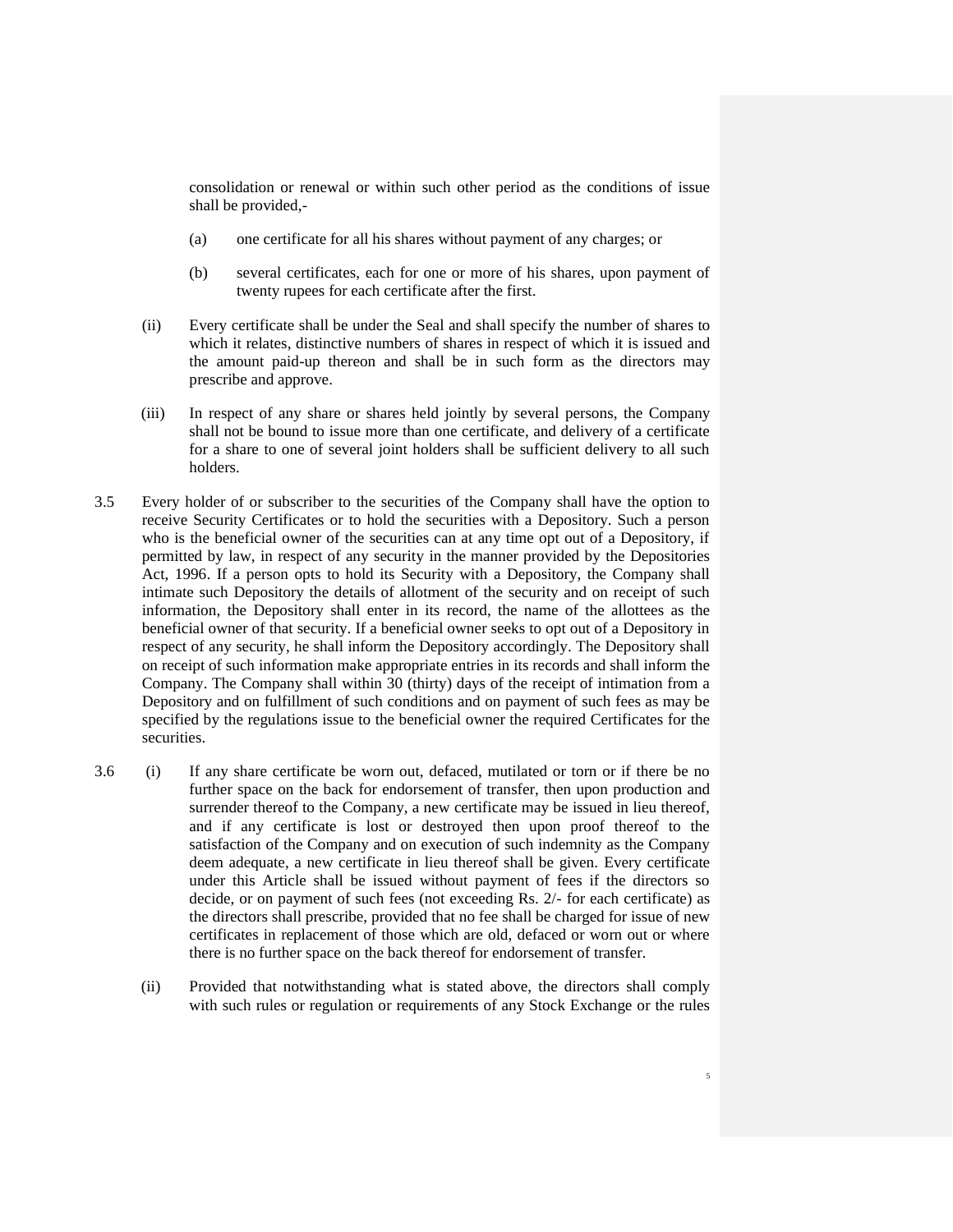consolidation or renewal or within such other period as the conditions of issue shall be provided,-

(a) one certificate for all his shares without payment of any charges; or

(b) several certificates, each for one or more of his shares, upon payment of twenty rupees for each certificate after the first.

(ii) Every certificate shall be under the Seal and shall specify the number of shares to which it relates, distinctive numbers of shares in respect of which it is issued and the amount paid-up thereon and shall be in such form as the directors may prescribe and approve.

(iii) In respect of any share or shares held jointly by several persons, the Company shall not be bound to issue more than one certificate, and delivery of a certificate for a share to one of several joint holders shall be sufficient delivery to all such holders.

3.5 Every holder of or subscriber to the securities of the Company shall have the option to receive Security Certificates or to hold the securities with a Depository. Such a person who is the beneficial owner of the securities can at any time opt out of a Depository, if permitted by law, in respect of any security in the manner provided by the Depositories Act, 1996. If a person opts to hold its Security with a Depository, the Company shall intimate such Depository the details of allotment of the security and on receipt of such information, the Depository shall enter in its record, the name of the allottees as the beneficial owner of that security. If a beneficial owner seeks to opt out of a Depository in respect of any security, he shall inform the Depository accordingly. The Depository shall on receipt of such information make appropriate entries in its records and shall inform the Company. The Company shall within 30 (thirty) days of the receipt of intimation from a Depository and on fulfillment of such conditions and on payment of such fees as may be specified by the regulations issue to the beneficial owner the required Certificates for the securities.

3.6 (i) If any share certificate be worn out, defaced, mutilated or torn or if there be no further space on the back for endorsement of transfer, then upon production and surrender thereof to the Company, a new certificate may be issued in lieu thereof, and if any certificate is lost or destroyed then upon proof thereof to the satisfaction of the Company and on execution of such indemnity as the Company deem adequate, a new certificate in lieu thereof shall be given. Every certificate under this Article shall be issued without payment of fees if the directors so decide, or on payment of such fees (not exceeding Rs. 2/- for each certificate) as the directors shall prescribe, provided that no fee shall be charged for issue of new certificates in replacement of those which are old, defaced or worn out or where there is no further space on the back thereof for endorsement of transfer.

(ii) Provided that notwithstanding what is stated above, the directors shall comply with such rules or regulation or requirements of any Stock Exchange or the rules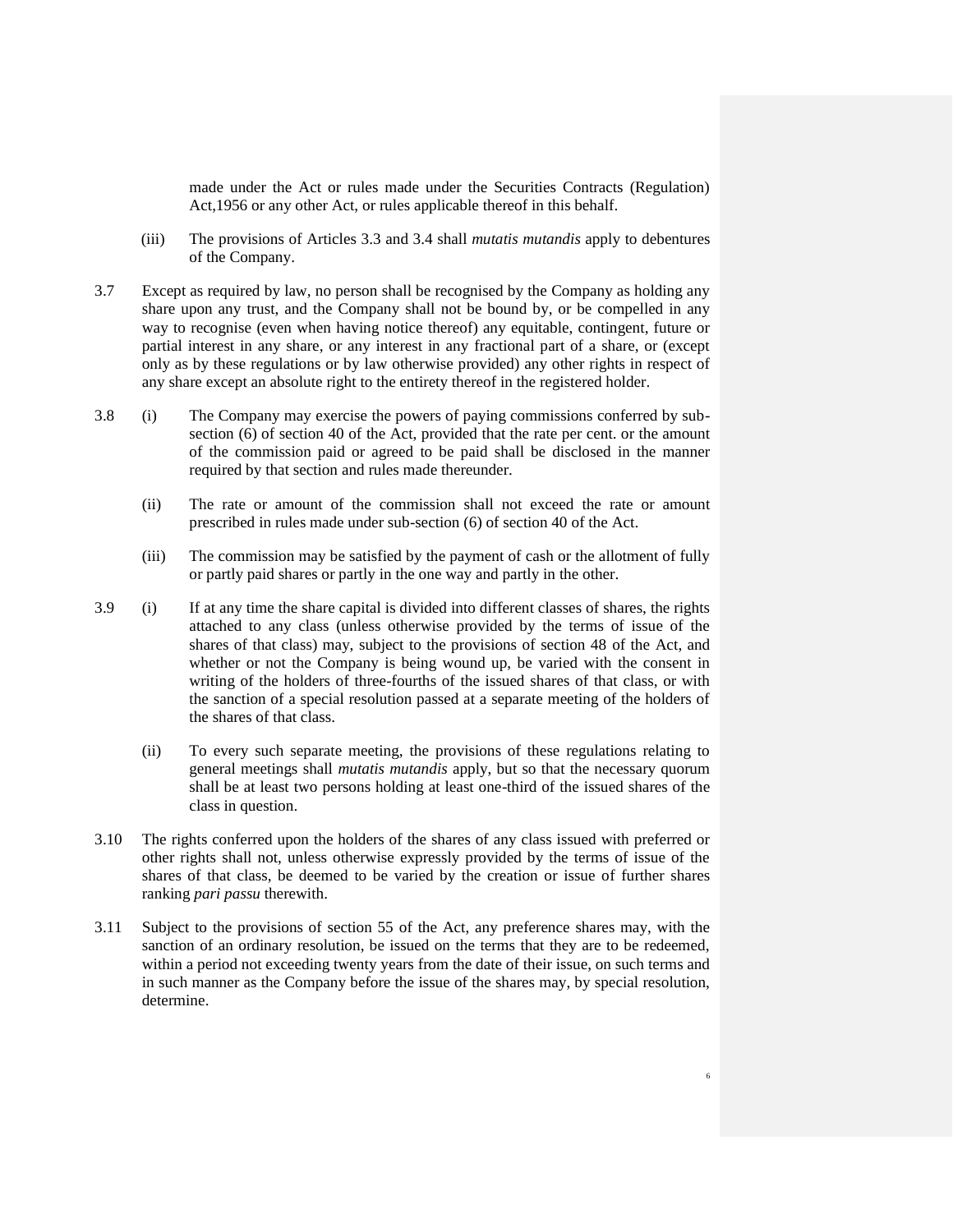made under the Act or rules made under the Securities Contracts (Regulation) Act,1956 or any other Act, or rules applicable thereof in this behalf.

(iii) The provisions of Articles 3.3 and 3.4 shall *mutatis mutandis* apply to debentures of the Company.

3.7 Except as required by law, no person shall be recognised by the Company as holding any share upon any trust, and the Company shall not be bound by, or be compelled in any way to recognise (even when having notice thereof) any equitable, contingent, future or partial interest in any share, or any interest in any fractional part of a share, or (except only as by these regulations or by law otherwise provided) any other rights in respect of any share except an absolute right to the entirety thereof in the registered holder.

3.8 (i) The Company may exercise the powers of paying commissions conferred by sub-section (6) of section 40 of the Act, provided that the rate per cent. or the amount of the commission paid or agreed to be paid shall be disclosed in the manner required by that section and rules made thereunder.

(ii) The rate or amount of the commission shall not exceed the rate or amount prescribed in rules made under sub-section (6) of section 40 of the Act.

(iii) The commission may be satisfied by the payment of cash or the allotment of fully or partly paid shares or partly in the one way and partly in the other.

3.9 (i) If at any time the share capital is divided into different classes of shares, the rights attached to any class (unless otherwise provided by the terms of issue of the shares of that class) may, subject to the provisions of section 48 of the Act, and whether or not the Company is being wound up, be varied with the consent in writing of the holders of three-fourths of the issued shares of that class, or with the sanction of a special resolution passed at a separate meeting of the holders of the shares of that class.

(ii) To every such separate meeting, the provisions of these regulations relating to general meetings shall *mutatis mutandis* apply, but so that the necessary quorum shall be at least two persons holding at least one-third of the issued shares of the class in question.

3.10 The rights conferred upon the holders of the shares of any class issued with preferred or other rights shall not, unless otherwise expressly provided by the terms of issue of the shares of that class, be deemed to be varied by the creation or issue of further shares ranking *pari passu* therewith.

3.11 Subject to the provisions of section 55 of the Act, any preference shares may, with the sanction of an ordinary resolution, be issued on the terms that they are to be redeemed, within a period not exceeding twenty years from the date of their issue, on such terms and in such manner as the Company before the issue of the shares may, by special resolution, determine.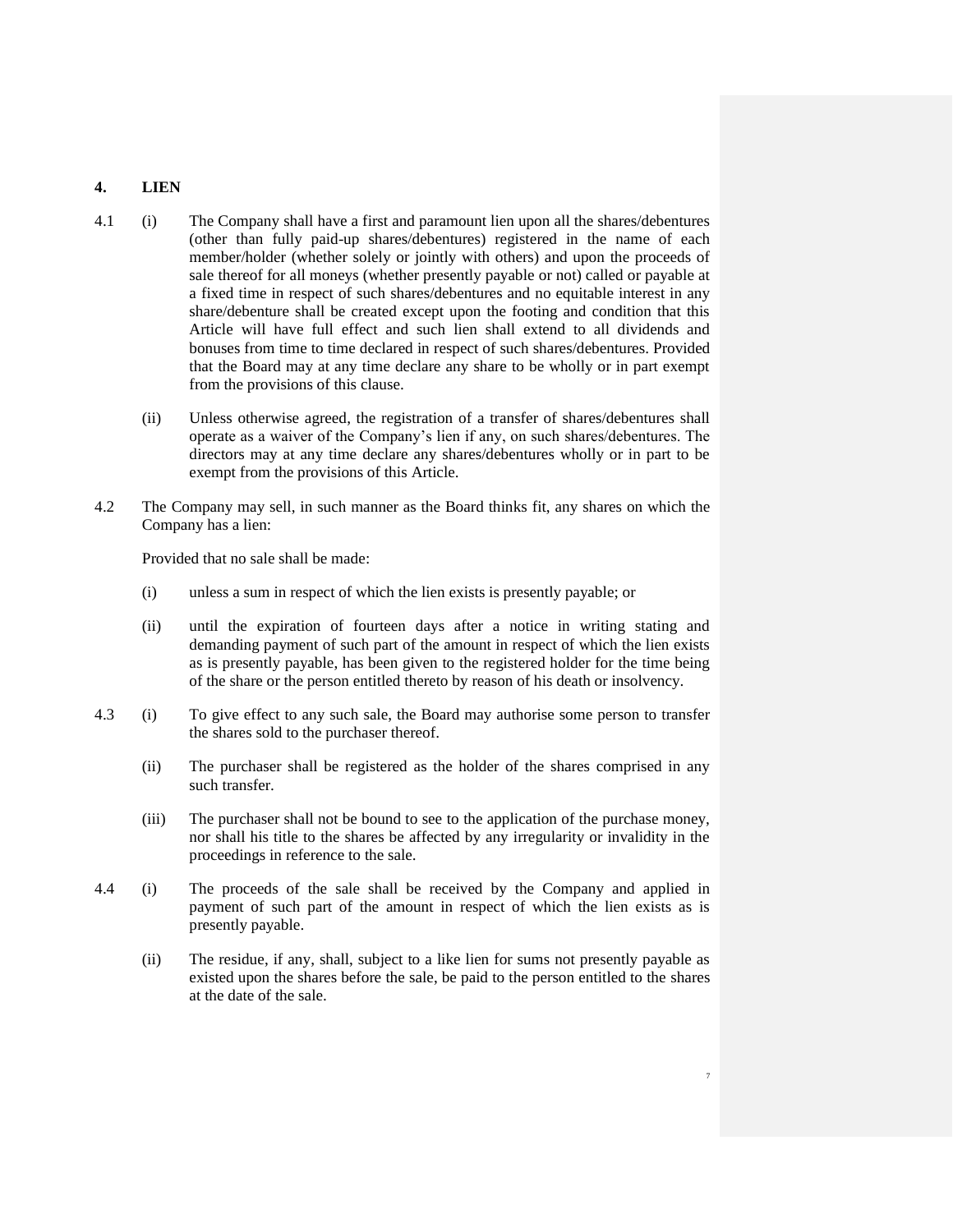## 4. LIEN

4.1 (i) The Company shall have a first and paramount lien upon all the shares/debentures (other than fully paid-up shares/debentures) registered in the name of each member/holder (whether solely or jointly with others) and upon the proceeds of sale thereof for all moneys (whether presently payable or not) called or payable at a fixed time in respect of such shares/debentures and no equitable interest in any share/debenture shall be created except upon the footing and condition that this Article will have full effect and such lien shall extend to all dividends and bonuses from time to time declared in respect of such shares/debentures. Provided that the Board may at any time declare any share to be wholly or in part exempt from the provisions of this clause.

(ii) Unless otherwise agreed, the registration of a transfer of shares/debentures shall operate as a waiver of the Company's lien if any, on such shares/debentures. The directors may at any time declare any shares/debentures wholly or in part to be exempt from the provisions of this Article.

4.2 The Company may sell, in such manner as the Board thinks fit, any shares on which the Company has a lien:

Provided that no sale shall be made:

(i) unless a sum in respect of which the lien exists is presently payable; or

(ii) until the expiration of fourteen days after a notice in writing stating and demanding payment of such part of the amount in respect of which the lien exists as is presently payable, has been given to the registered holder for the time being of the share or the person entitled thereto by reason of his death or insolvency.

4.3 (i) To give effect to any such sale, the Board may authorise some person to transfer the shares sold to the purchaser thereof.

(ii) The purchaser shall be registered as the holder of the shares comprised in any such transfer.

(iii) The purchaser shall not be bound to see to the application of the purchase money, nor shall his title to the shares be affected by any irregularity or invalidity in the proceedings in reference to the sale.

4.4 (i) The proceeds of the sale shall be received by the Company and applied in payment of such part of the amount in respect of which the lien exists as is presently payable.

(ii) The residue, if any, shall, subject to a like lien for sums not presently payable as existed upon the shares before the sale, be paid to the person entitled to the shares at the date of the sale.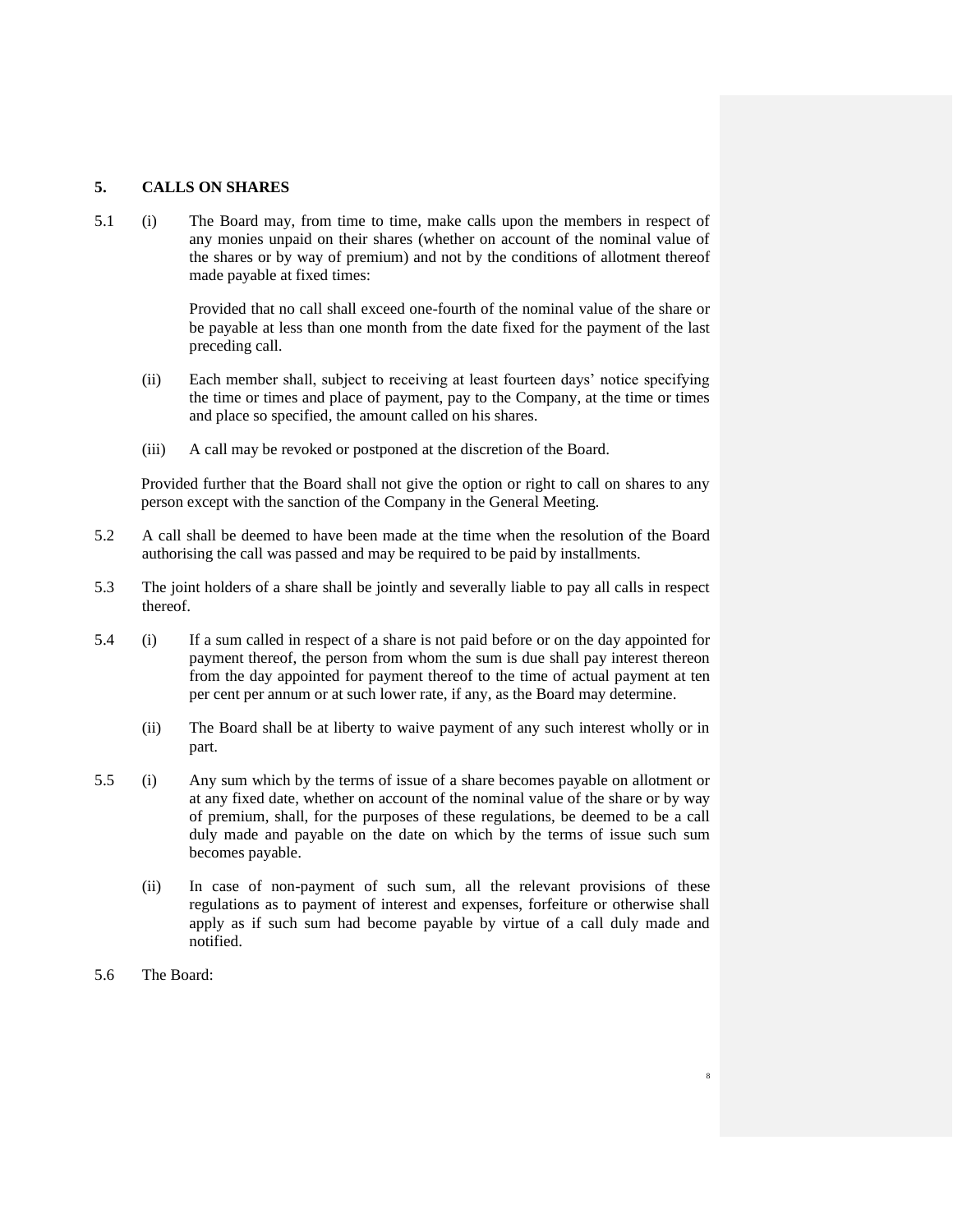## 5. CALLS ON SHARES

5.1 (i) The Board may, from time to time, make calls upon the members in respect of any monies unpaid on their shares (whether on account of the nominal value of the shares or by way of premium) and not by the conditions of allotment thereof made payable at fixed times:

Provided that no call shall exceed one-fourth of the nominal value of the share or be payable at less than one month from the date fixed for the payment of the last preceding call.

(ii) Each member shall, subject to receiving at least fourteen days' notice specifying the time or times and place of payment, pay to the Company, at the time or times and place so specified, the amount called on his shares.

(iii) A call may be revoked or postponed at the discretion of the Board.

Provided further that the Board shall not give the option or right to call on shares to any person except with the sanction of the Company in the General Meeting.

5.2 A call shall be deemed to have been made at the time when the resolution of the Board authorising the call was passed and may be required to be paid by installments.

5.3 The joint holders of a share shall be jointly and severally liable to pay all calls in respect thereof.

5.4 (i) If a sum called in respect of a share is not paid before or on the day appointed for payment thereof, the person from whom the sum is due shall pay interest thereon from the day appointed for payment thereof to the time of actual payment at ten per cent per annum or at such lower rate, if any, as the Board may determine.

(ii) The Board shall be at liberty to waive payment of any such interest wholly or in part.

5.5 (i) Any sum which by the terms of issue of a share becomes payable on allotment or at any fixed date, whether on account of the nominal value of the share or by way of premium, shall, for the purposes of these regulations, be deemed to be a call duly made and payable on the date on which by the terms of issue such sum becomes payable.

(ii) In case of non-payment of such sum, all the relevant provisions of these regulations as to payment of interest and expenses, forfeiture or otherwise shall apply as if such sum had become payable by virtue of a call duly made and notified.

5.6 The Board: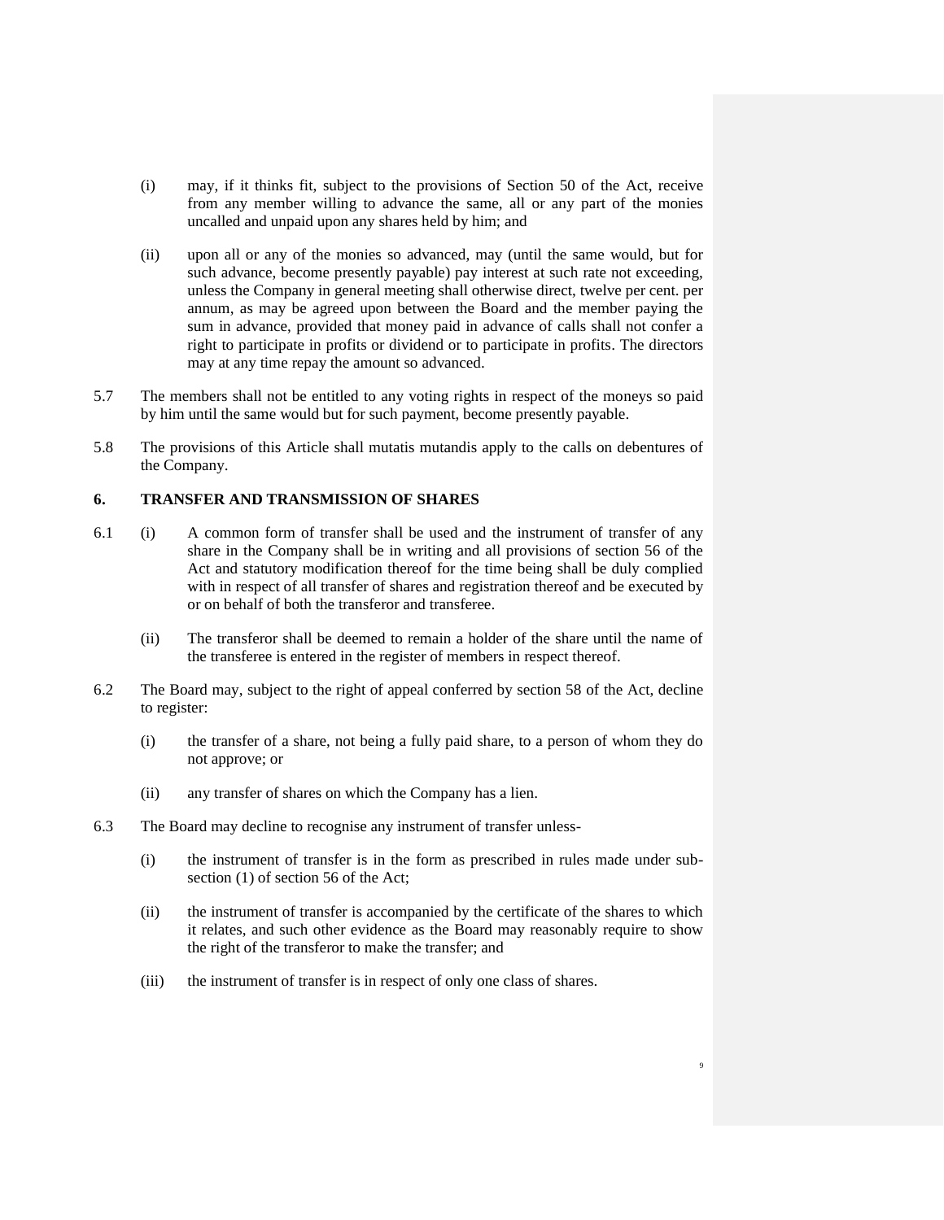(i) may, if it thinks fit, subject to the provisions of Section 50 of the Act, receive from any member willing to advance the same, all or any part of the monies uncalled and unpaid upon any shares held by him; and

(ii) upon all or any of the monies so advanced, may (until the same would, but for such advance, become presently payable) pay interest at such rate not exceeding, unless the Company in general meeting shall otherwise direct, twelve per cent. per annum, as may be agreed upon between the Board and the member paying the sum in advance, provided that money paid in advance of calls shall not confer a right to participate in profits or dividend or to participate in profits. The directors may at any time repay the amount so advanced.

5.7 The members shall not be entitled to any voting rights in respect of the moneys so paid by him until the same would but for such payment, become presently payable.

5.8 The provisions of this Article shall mutatis mutandis apply to the calls on debentures of the Company.

## 6. TRANSFER AND TRANSMISSION OF SHARES

6.1 (i) A common form of transfer shall be used and the instrument of transfer of any share in the Company shall be in writing and all provisions of section 56 of the Act and statutory modification thereof for the time being shall be duly complied with in respect of all transfer of shares and registration thereof and be executed by or on behalf of both the transferor and transferee.

(ii) The transferor shall be deemed to remain a holder of the share until the name of the transferee is entered in the register of members in respect thereof.

6.2 The Board may, subject to the right of appeal conferred by section 58 of the Act, decline to register:

(i) the transfer of a share, not being a fully paid share, to a person of whom they do not approve; or

(ii) any transfer of shares on which the Company has a lien.

6.3 The Board may decline to recognise any instrument of transfer unless-

(i) the instrument of transfer is in the form as prescribed in rules made under sub-section (1) of section 56 of the Act;

(ii) the instrument of transfer is accompanied by the certificate of the shares to which it relates, and such other evidence as the Board may reasonably require to show the right of the transferor to make the transfer; and

(iii) the instrument of transfer is in respect of only one class of shares.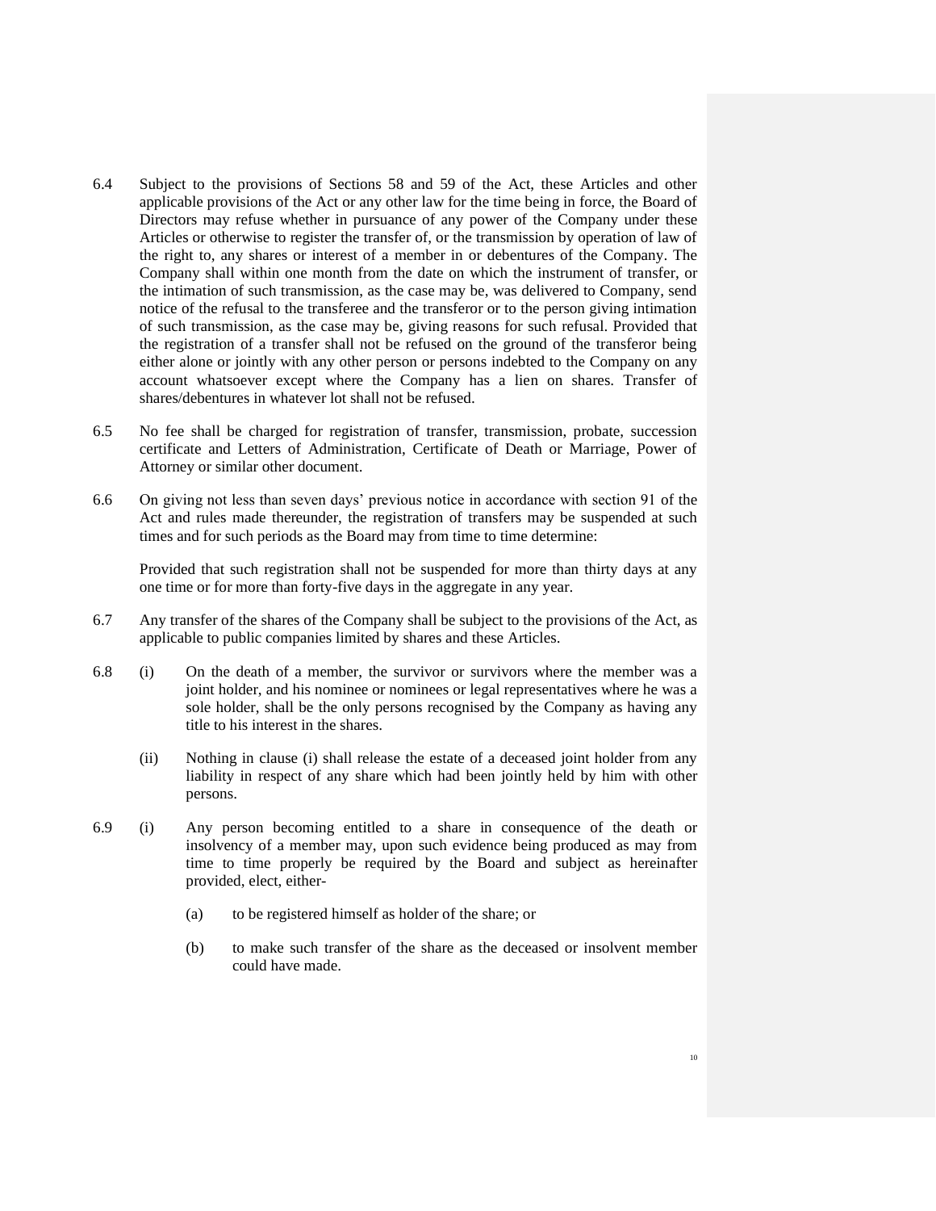6.4 Subject to the provisions of Sections 58 and 59 of the Act, these Articles and other applicable provisions of the Act or any other law for the time being in force, the Board of Directors may refuse whether in pursuance of any power of the Company under these Articles or otherwise to register the transfer of, or the transmission by operation of law of the right to, any shares or interest of a member in or debentures of the Company. The Company shall within one month from the date on which the instrument of transfer, or the intimation of such transmission, as the case may be, was delivered to Company, send notice of the refusal to the transferee and the transferor or to the person giving intimation of such transmission, as the case may be, giving reasons for such refusal. Provided that the registration of a transfer shall not be refused on the ground of the transferor being either alone or jointly with any other person or persons indebted to the Company on any account whatsoever except where the Company has a lien on shares. Transfer of shares/debentures in whatever lot shall not be refused.

6.5 No fee shall be charged for registration of transfer, transmission, probate, succession certificate and Letters of Administration, Certificate of Death or Marriage, Power of Attorney or similar other document.

6.6 On giving not less than seven days' previous notice in accordance with section 91 of the Act and rules made thereunder, the registration of transfers may be suspended at such times and for such periods as the Board may from time to time determine:

Provided that such registration shall not be suspended for more than thirty days at any one time or for more than forty-five days in the aggregate in any year.

6.7 Any transfer of the shares of the Company shall be subject to the provisions of the Act, as applicable to public companies limited by shares and these Articles.

6.8 (i) On the death of a member, the survivor or survivors where the member was a joint holder, and his nominee or nominees or legal representatives where he was a sole holder, shall be the only persons recognised by the Company as having any title to his interest in the shares.

(ii) Nothing in clause (i) shall release the estate of a deceased joint holder from any liability in respect of any share which had been jointly held by him with other persons.

6.9 (i) Any person becoming entitled to a share in consequence of the death or insolvency of a member may, upon such evidence being produced as may from time to time properly be required by the Board and subject as hereinafter provided, elect, either-

(a) to be registered himself as holder of the share; or

(b) to make such transfer of the share as the deceased or insolvent member could have made.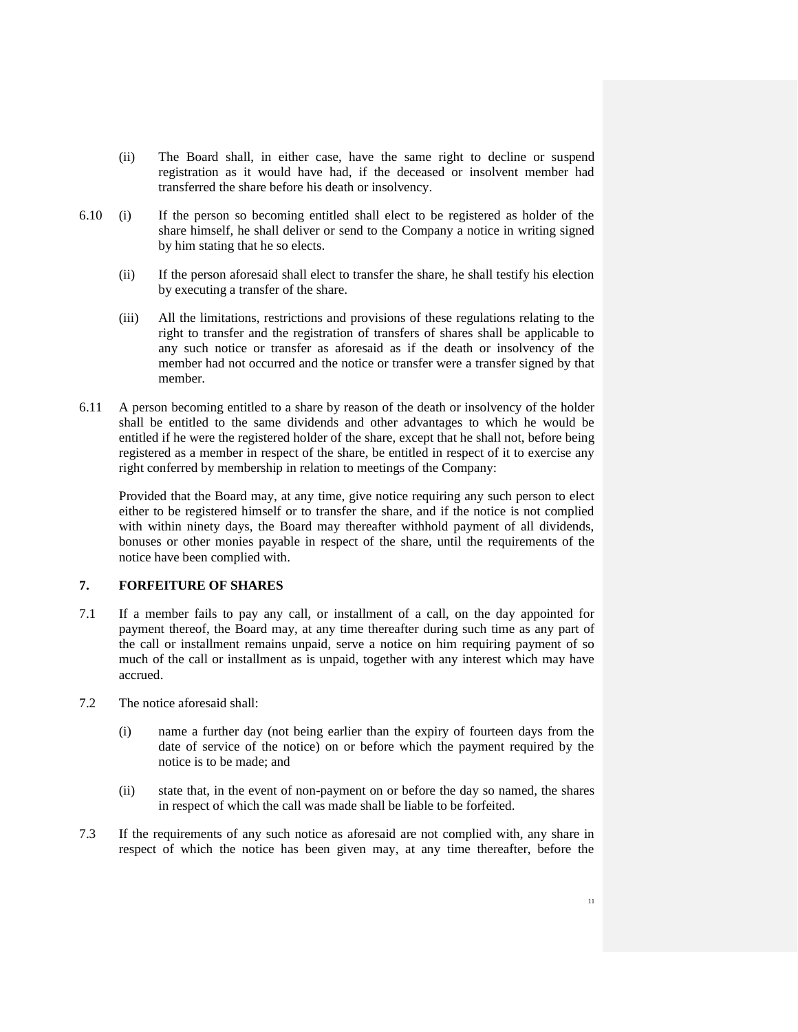(ii) The Board shall, in either case, have the same right to decline or suspend registration as it would have had, if the deceased or insolvent member had transferred the share before his death or insolvency.

6.10 (i) If the person so becoming entitled shall elect to be registered as holder of the share himself, he shall deliver or send to the Company a notice in writing signed by him stating that he so elects.

(ii) If the person aforesaid shall elect to transfer the share, he shall testify his election by executing a transfer of the share.

(iii) All the limitations, restrictions and provisions of these regulations relating to the right to transfer and the registration of transfers of shares shall be applicable to any such notice or transfer as aforesaid as if the death or insolvency of the member had not occurred and the notice or transfer were a transfer signed by that member.

6.11 A person becoming entitled to a share by reason of the death or insolvency of the holder shall be entitled to the same dividends and other advantages to which he would be entitled if he were the registered holder of the share, except that he shall not, before being registered as a member in respect of the share, be entitled in respect of it to exercise any right conferred by membership in relation to meetings of the Company:

Provided that the Board may, at any time, give notice requiring any such person to elect either to be registered himself or to transfer the share, and if the notice is not complied with within ninety days, the Board may thereafter withhold payment of all dividends, bonuses or other monies payable in respect of the share, until the requirements of the notice have been complied with.

## 7. FORFEITURE OF SHARES

7.1 If a member fails to pay any call, or installment of a call, on the day appointed for payment thereof, the Board may, at any time thereafter during such time as any part of the call or installment remains unpaid, serve a notice on him requiring payment of so much of the call or installment as is unpaid, together with any interest which may have accrued.

7.2 The notice aforesaid shall:

(i) name a further day (not being earlier than the expiry of fourteen days from the date of service of the notice) on or before which the payment required by the notice is to be made; and

(ii) state that, in the event of non-payment on or before the day so named, the shares in respect of which the call was made shall be liable to be forfeited.

7.3 If the requirements of any such notice as aforesaid are not complied with, any share in respect of which the notice has been given may, at any time thereafter, before the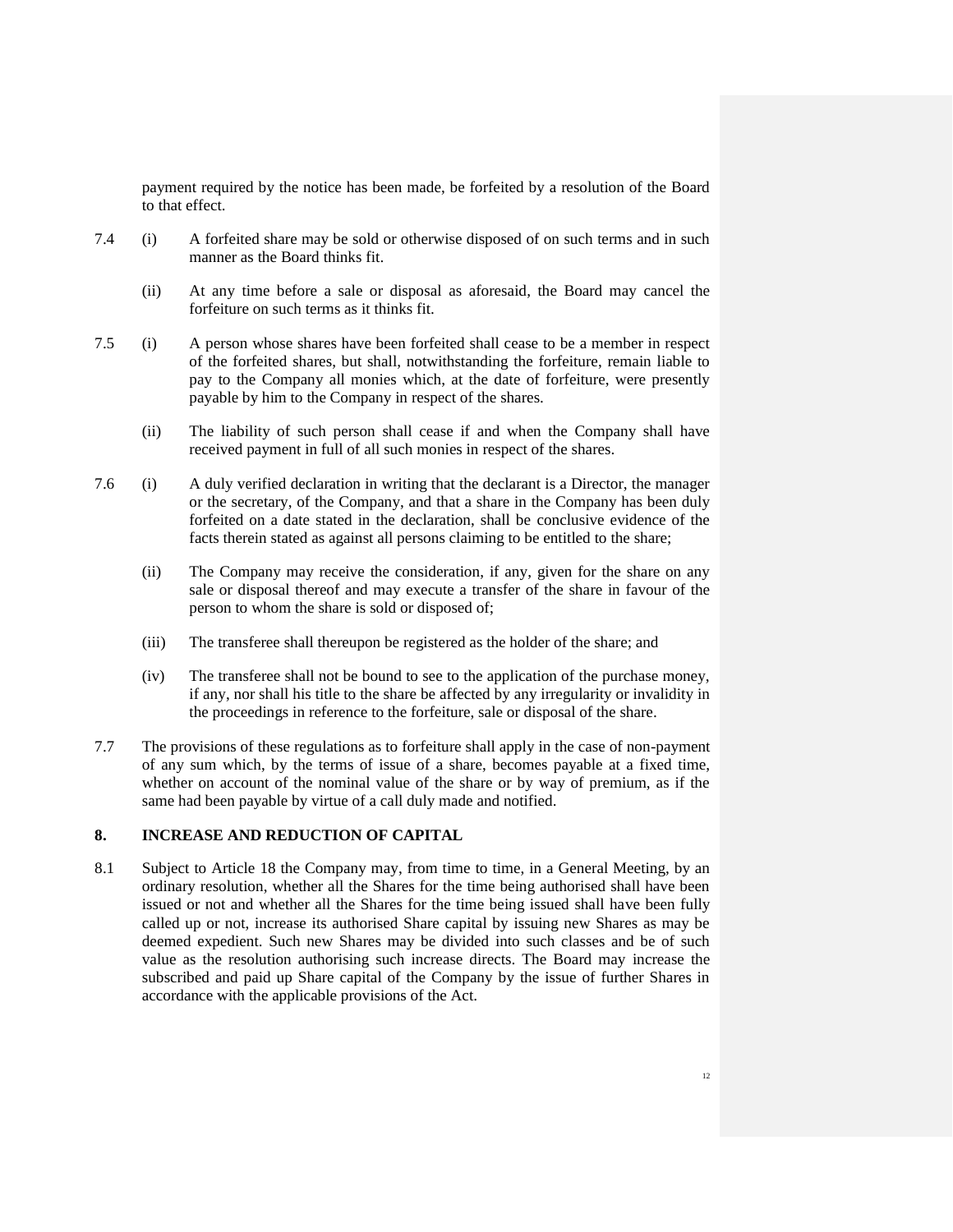payment required by the notice has been made, be forfeited by a resolution of the Board to that effect.

7.4 (i) A forfeited share may be sold or otherwise disposed of on such terms and in such manner as the Board thinks fit.

(ii) At any time before a sale or disposal as aforesaid, the Board may cancel the forfeiture on such terms as it thinks fit.

7.5 (i) A person whose shares have been forfeited shall cease to be a member in respect of the forfeited shares, but shall, notwithstanding the forfeiture, remain liable to pay to the Company all monies which, at the date of forfeiture, were presently payable by him to the Company in respect of the shares.

(ii) The liability of such person shall cease if and when the Company shall have received payment in full of all such monies in respect of the shares.

7.6 (i) A duly verified declaration in writing that the declarant is a Director, the manager or the secretary, of the Company, and that a share in the Company has been duly forfeited on a date stated in the declaration, shall be conclusive evidence of the facts therein stated as against all persons claiming to be entitled to the share;

(ii) The Company may receive the consideration, if any, given for the share on any sale or disposal thereof and may execute a transfer of the share in favour of the person to whom the share is sold or disposed of;

(iii) The transferee shall thereupon be registered as the holder of the share; and

(iv) The transferee shall not be bound to see to the application of the purchase money, if any, nor shall his title to the share be affected by any irregularity or invalidity in the proceedings in reference to the forfeiture, sale or disposal of the share.

7.7 The provisions of these regulations as to forfeiture shall apply in the case of non-payment of any sum which, by the terms of issue of a share, becomes payable at a fixed time, whether on account of the nominal value of the share or by way of premium, as if the same had been payable by virtue of a call duly made and notified.

## 8. INCREASE AND REDUCTION OF CAPITAL

8.1 Subject to Article 18 the Company may, from time to time, in a General Meeting, by an ordinary resolution, whether all the Shares for the time being authorised shall have been issued or not and whether all the Shares for the time being issued shall have been fully called up or not, increase its authorised Share capital by issuing new Shares as may be deemed expedient. Such new Shares may be divided into such classes and be of such value as the resolution authorising such increase directs. The Board may increase the subscribed and paid up Share capital of the Company by the issue of further Shares in accordance with the applicable provisions of the Act.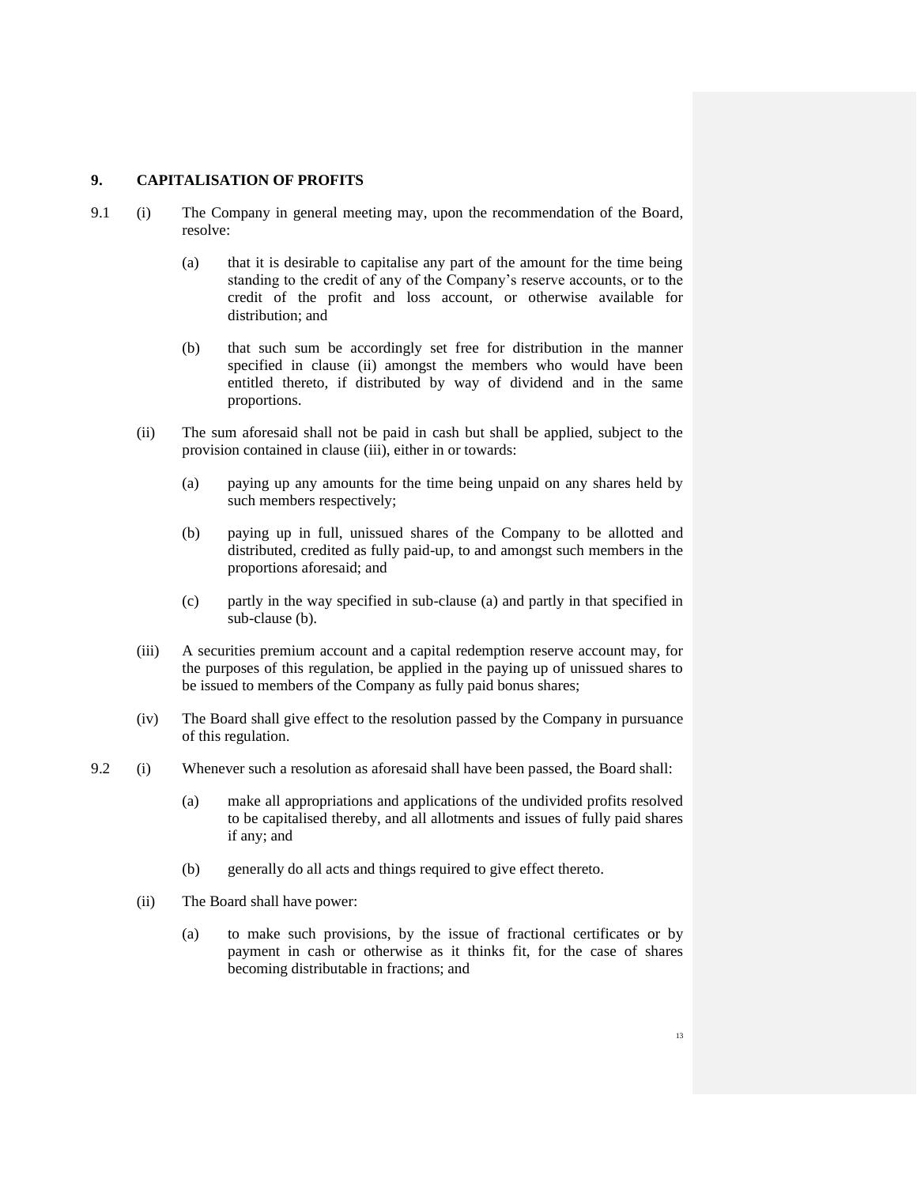## 9. CAPITALISATION OF PROFITS

9.1 (i) The Company in general meeting may, upon the recommendation of the Board, resolve:

(a) that it is desirable to capitalise any part of the amount for the time being standing to the credit of any of the Company's reserve accounts, or to the credit of the profit and loss account, or otherwise available for distribution; and

(b) that such sum be accordingly set free for distribution in the manner specified in clause (ii) amongst the members who would have been entitled thereto, if distributed by way of dividend and in the same proportions.

(ii) The sum aforesaid shall not be paid in cash but shall be applied, subject to the provision contained in clause (iii), either in or towards:

(a) paying up any amounts for the time being unpaid on any shares held by such members respectively;

(b) paying up in full, unissued shares of the Company to be allotted and distributed, credited as fully paid-up, to and amongst such members in the proportions aforesaid; and

(c) partly in the way specified in sub-clause (a) and partly in that specified in sub-clause (b).

(iii) A securities premium account and a capital redemption reserve account may, for the purposes of this regulation, be applied in the paying up of unissued shares to be issued to members of the Company as fully paid bonus shares;

(iv) The Board shall give effect to the resolution passed by the Company in pursuance of this regulation.

9.2 (i) Whenever such a resolution as aforesaid shall have been passed, the Board shall:

(a) make all appropriations and applications of the undivided profits resolved to be capitalised thereby, and all allotments and issues of fully paid shares if any; and

(b) generally do all acts and things required to give effect thereto.

(ii) The Board shall have power:

(a) to make such provisions, by the issue of fractional certificates or by payment in cash or otherwise as it thinks fit, for the case of shares becoming distributable in fractions; and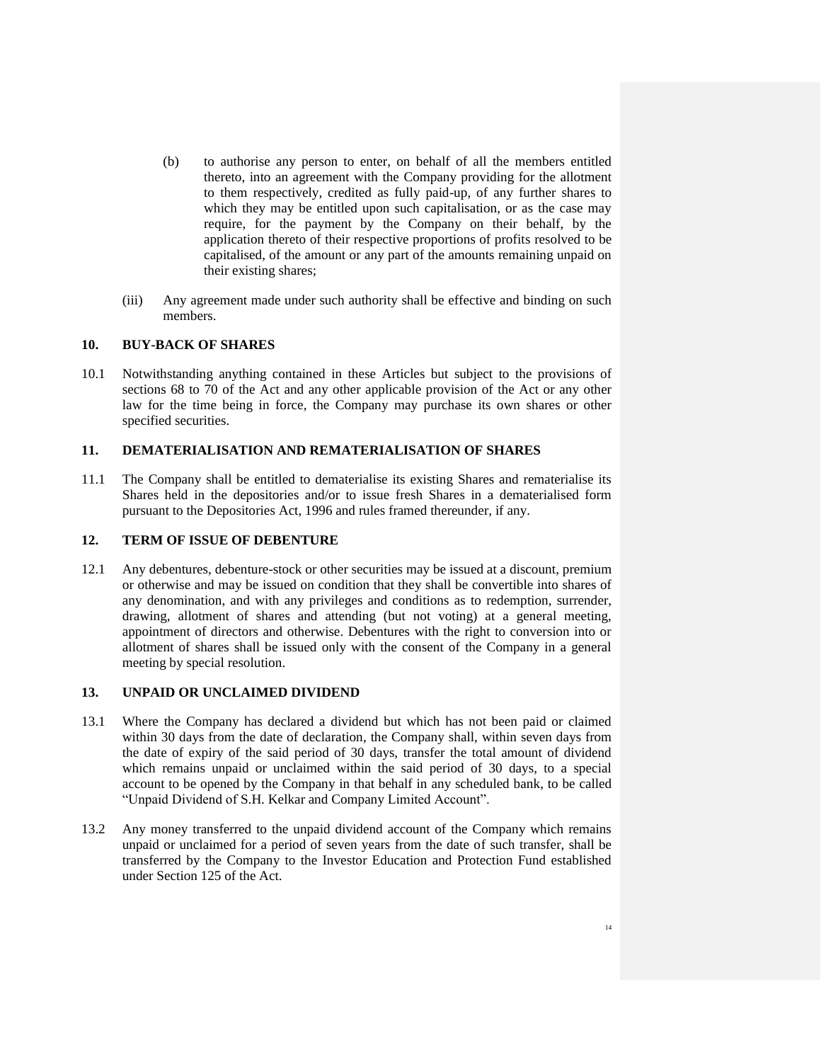(b) to authorise any person to enter, on behalf of all the members entitled thereto, into an agreement with the Company providing for the allotment to them respectively, credited as fully paid-up, of any further shares to which they may be entitled upon such capitalisation, or as the case may require, for the payment by the Company on their behalf, by the application thereto of their respective proportions of profits resolved to be capitalised, of the amount or any part of the amounts remaining unpaid on their existing shares;

(iii) Any agreement made under such authority shall be effective and binding on such members.

## 10. BUY-BACK OF SHARES

10.1 Notwithstanding anything contained in these Articles but subject to the provisions of sections 68 to 70 of the Act and any other applicable provision of the Act or any other law for the time being in force, the Company may purchase its own shares or other specified securities.

## 11. DEMATERIALISATION AND REMATERIALISATION OF SHARES

11.1 The Company shall be entitled to dematerialise its existing Shares and rematerialise its Shares held in the depositories and/or to issue fresh Shares in a dematerialised form pursuant to the Depositories Act, 1996 and rules framed thereunder, if any.

## 12. TERM OF ISSUE OF DEBENTURE

12.1 Any debentures, debenture-stock or other securities may be issued at a discount, premium or otherwise and may be issued on condition that they shall be convertible into shares of any denomination, and with any privileges and conditions as to redemption, surrender, drawing, allotment of shares and attending (but not voting) at a general meeting, appointment of directors and otherwise. Debentures with the right to conversion into or allotment of shares shall be issued only with the consent of the Company in a general meeting by special resolution.

## 13. UNPAID OR UNCLAIMED DIVIDEND

13.1 Where the Company has declared a dividend but which has not been paid or claimed within 30 days from the date of declaration, the Company shall, within seven days from the date of expiry of the said period of 30 days, transfer the total amount of dividend which remains unpaid or unclaimed within the said period of 30 days, to a special account to be opened by the Company in that behalf in any scheduled bank, to be called "Unpaid Dividend of S.H. Kelkar and Company Limited Account".

13.2 Any money transferred to the unpaid dividend account of the Company which remains unpaid or unclaimed for a period of seven years from the date of such transfer, shall be transferred by the Company to the Investor Education and Protection Fund established under Section 125 of the Act.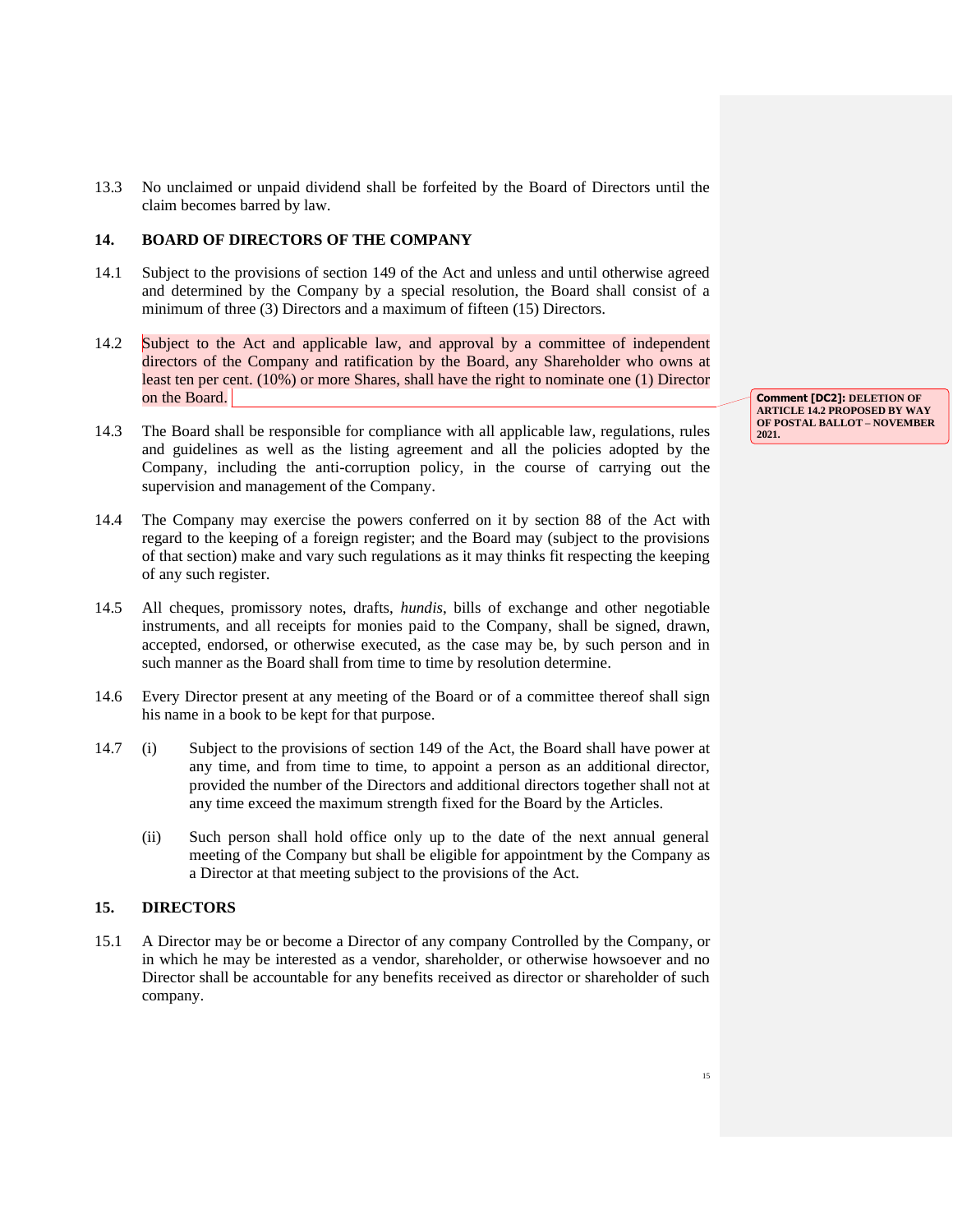13.3 No unclaimed or unpaid dividend shall be forfeited by the Board of Directors until the claim becomes barred by law.

## 14. BOARD OF DIRECTORS OF THE COMPANY

14.1 Subject to the provisions of section 149 of the Act and unless and until otherwise agreed and determined by the Company by a special resolution, the Board shall consist of a minimum of three (3) Directors and a maximum of fifteen (15) Directors.

14.2 Subject to the Act and applicable law, and approval by a committee of independent directors of the Company and ratification by the Board, any Shareholder who owns at least ten per cent. (10%) or more Shares, shall have the right to nominate one (1) Director on the Board.

**Comment [DC2]: DELETION OF ARTICLE 14.2 PROPOSED BY WAY OF POSTAL BALLOT – NOVEMBER 2021.**

14.3 The Board shall be responsible for compliance with all applicable law, regulations, rules and guidelines as well as the listing agreement and all the policies adopted by the Company, including the anti-corruption policy, in the course of carrying out the supervision and management of the Company.

14.4 The Company may exercise the powers conferred on it by section 88 of the Act with regard to the keeping of a foreign register; and the Board may (subject to the provisions of that section) make and vary such regulations as it may thinks fit respecting the keeping of any such register.

14.5 All cheques, promissory notes, drafts, *hundis*, bills of exchange and other negotiable instruments, and all receipts for monies paid to the Company, shall be signed, drawn, accepted, endorsed, or otherwise executed, as the case may be, by such person and in such manner as the Board shall from time to time by resolution determine.

14.6 Every Director present at any meeting of the Board or of a committee thereof shall sign his name in a book to be kept for that purpose.

14.7 (i) Subject to the provisions of section 149 of the Act, the Board shall have power at any time, and from time to time, to appoint a person as an additional director, provided the number of the Directors and additional directors together shall not at any time exceed the maximum strength fixed for the Board by the Articles.

(ii) Such person shall hold office only up to the date of the next annual general meeting of the Company but shall be eligible for appointment by the Company as a Director at that meeting subject to the provisions of the Act.

## 15. DIRECTORS

15.1 A Director may be or become a Director of any company Controlled by the Company, or in which he may be interested as a vendor, shareholder, or otherwise howsoever and no Director shall be accountable for any benefits received as director or shareholder of such company.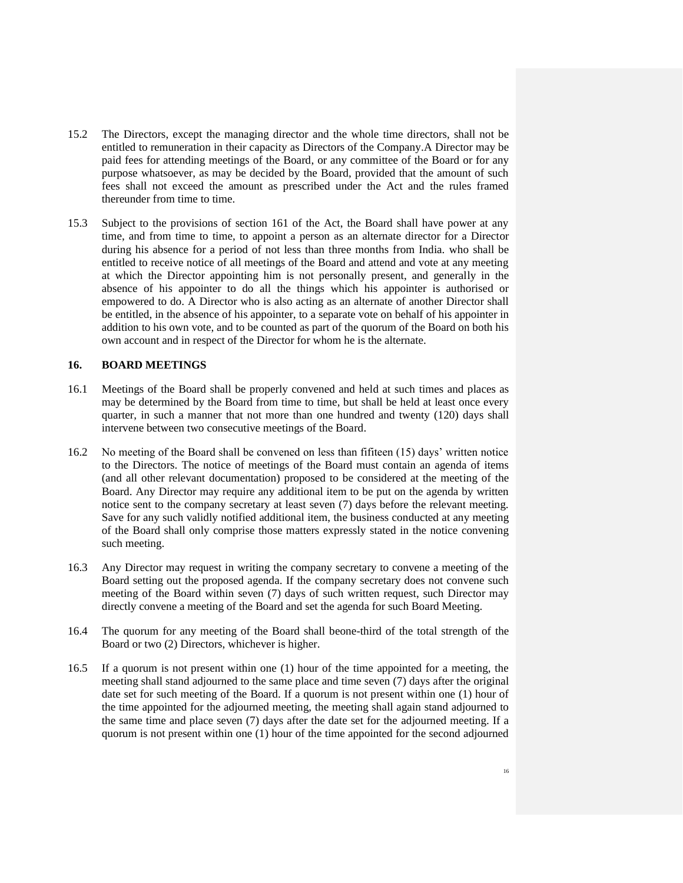15.2 The Directors, except the managing director and the whole time directors, shall not be entitled to remuneration in their capacity as Directors of the Company.A Director may be paid fees for attending meetings of the Board, or any committee of the Board or for any purpose whatsoever, as may be decided by the Board, provided that the amount of such fees shall not exceed the amount as prescribed under the Act and the rules framed thereunder from time to time.

15.3 Subject to the provisions of section 161 of the Act, the Board shall have power at any time, and from time to time, to appoint a person as an alternate director for a Director during his absence for a period of not less than three months from India. who shall be entitled to receive notice of all meetings of the Board and attend and vote at any meeting at which the Director appointing him is not personally present, and generally in the absence of his appointer to do all the things which his appointer is authorised or empowered to do. A Director who is also acting as an alternate of another Director shall be entitled, in the absence of his appointer, to a separate vote on behalf of his appointer in addition to his own vote, and to be counted as part of the quorum of the Board on both his own account and in respect of the Director for whom he is the alternate.

## 16. BOARD MEETINGS

16.1 Meetings of the Board shall be properly convened and held at such times and places as may be determined by the Board from time to time, but shall be held at least once every quarter, in such a manner that not more than one hundred and twenty (120) days shall intervene between two consecutive meetings of the Board.

16.2 No meeting of the Board shall be convened on less than fifiteen (15) days' written notice to the Directors. The notice of meetings of the Board must contain an agenda of items (and all other relevant documentation) proposed to be considered at the meeting of the Board. Any Director may require any additional item to be put on the agenda by written notice sent to the company secretary at least seven (7) days before the relevant meeting. Save for any such validly notified additional item, the business conducted at any meeting of the Board shall only comprise those matters expressly stated in the notice convening such meeting.

16.3 Any Director may request in writing the company secretary to convene a meeting of the Board setting out the proposed agenda. If the company secretary does not convene such meeting of the Board within seven (7) days of such written request, such Director may directly convene a meeting of the Board and set the agenda for such Board Meeting.

16.4 The quorum for any meeting of the Board shall beone-third of the total strength of the Board or two (2) Directors, whichever is higher.

16.5 If a quorum is not present within one (1) hour of the time appointed for a meeting, the meeting shall stand adjourned to the same place and time seven (7) days after the original date set for such meeting of the Board. If a quorum is not present within one (1) hour of the time appointed for the adjourned meeting, the meeting shall again stand adjourned to the same time and place seven (7) days after the date set for the adjourned meeting. If a quorum is not present within one (1) hour of the time appointed for the second adjourned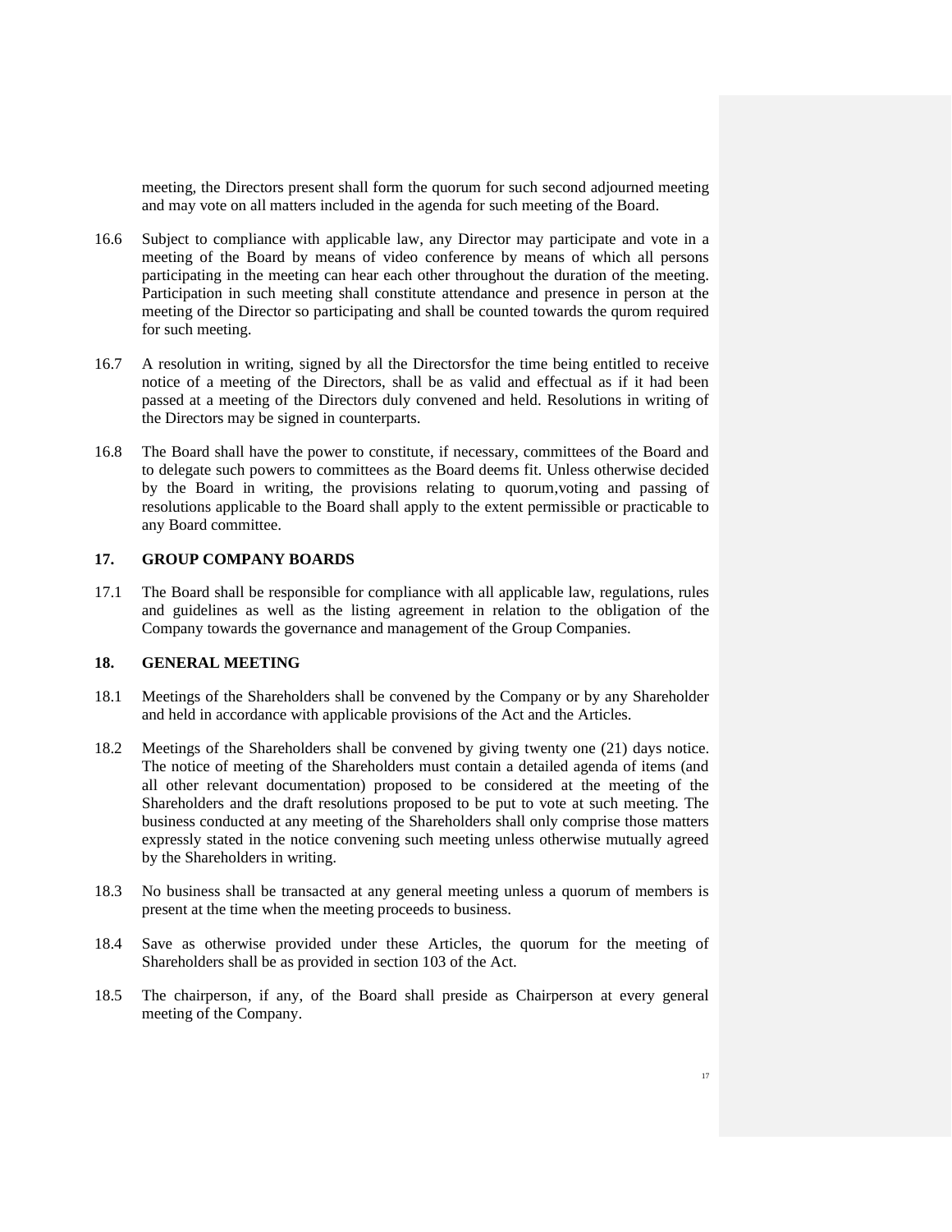meeting, the Directors present shall form the quorum for such second adjourned meeting and may vote on all matters included in the agenda for such meeting of the Board.

16.6 Subject to compliance with applicable law, any Director may participate and vote in a meeting of the Board by means of video conference by means of which all persons participating in the meeting can hear each other throughout the duration of the meeting. Participation in such meeting shall constitute attendance and presence in person at the meeting of the Director so participating and shall be counted towards the qurom required for such meeting.

16.7 A resolution in writing, signed by all the Directorsfor the time being entitled to receive notice of a meeting of the Directors, shall be as valid and effectual as if it had been passed at a meeting of the Directors duly convened and held. Resolutions in writing of the Directors may be signed in counterparts.

16.8 The Board shall have the power to constitute, if necessary, committees of the Board and to delegate such powers to committees as the Board deems fit. Unless otherwise decided by the Board in writing, the provisions relating to quorum,voting and passing of resolutions applicable to the Board shall apply to the extent permissible or practicable to any Board committee.

## 17. GROUP COMPANY BOARDS

17.1 The Board shall be responsible for compliance with all applicable law, regulations, rules and guidelines as well as the listing agreement in relation to the obligation of the Company towards the governance and management of the Group Companies.

## 18. GENERAL MEETING

18.1 Meetings of the Shareholders shall be convened by the Company or by any Shareholder and held in accordance with applicable provisions of the Act and the Articles.

18.2 Meetings of the Shareholders shall be convened by giving twenty one (21) days notice. The notice of meeting of the Shareholders must contain a detailed agenda of items (and all other relevant documentation) proposed to be considered at the meeting of the Shareholders and the draft resolutions proposed to be put to vote at such meeting. The business conducted at any meeting of the Shareholders shall only comprise those matters expressly stated in the notice convening such meeting unless otherwise mutually agreed by the Shareholders in writing.

18.3 No business shall be transacted at any general meeting unless a quorum of members is present at the time when the meeting proceeds to business.

18.4 Save as otherwise provided under these Articles, the quorum for the meeting of Shareholders shall be as provided in section 103 of the Act.

18.5 The chairperson, if any, of the Board shall preside as Chairperson at every general meeting of the Company.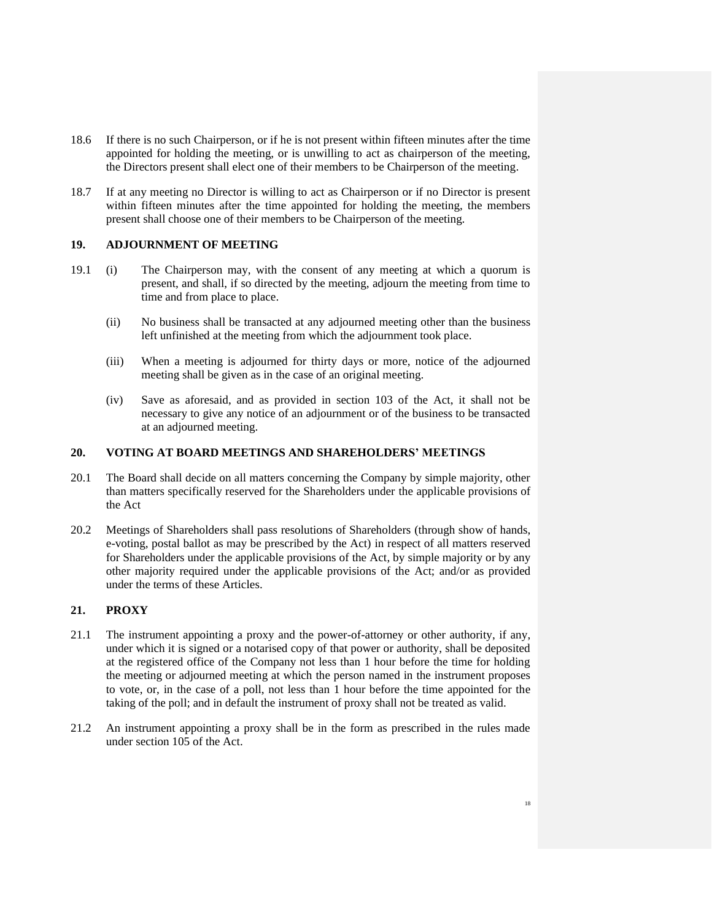18.6 If there is no such Chairperson, or if he is not present within fifteen minutes after the time appointed for holding the meeting, or is unwilling to act as chairperson of the meeting, the Directors present shall elect one of their members to be Chairperson of the meeting.

18.7 If at any meeting no Director is willing to act as Chairperson or if no Director is present within fifteen minutes after the time appointed for holding the meeting, the members present shall choose one of their members to be Chairperson of the meeting.

## 19. ADJOURNMENT OF MEETING

19.1 (i) The Chairperson may, with the consent of any meeting at which a quorum is present, and shall, if so directed by the meeting, adjourn the meeting from time to time and from place to place.

(ii) No business shall be transacted at any adjourned meeting other than the business left unfinished at the meeting from which the adjournment took place.

(iii) When a meeting is adjourned for thirty days or more, notice of the adjourned meeting shall be given as in the case of an original meeting.

(iv) Save as aforesaid, and as provided in section 103 of the Act, it shall not be necessary to give any notice of an adjournment or of the business to be transacted at an adjourned meeting.

## 20. VOTING AT BOARD MEETINGS AND SHAREHOLDERS' MEETINGS

20.1 The Board shall decide on all matters concerning the Company by simple majority, other than matters specifically reserved for the Shareholders under the applicable provisions of the Act

20.2 Meetings of Shareholders shall pass resolutions of Shareholders (through show of hands, e-voting, postal ballot as may be prescribed by the Act) in respect of all matters reserved for Shareholders under the applicable provisions of the Act, by simple majority or by any other majority required under the applicable provisions of the Act; and/or as provided under the terms of these Articles.

## 21. PROXY

21.1 The instrument appointing a proxy and the power-of-attorney or other authority, if any, under which it is signed or a notarised copy of that power or authority, shall be deposited at the registered office of the Company not less than 1 hour before the time for holding the meeting or adjourned meeting at which the person named in the instrument proposes to vote, or, in the case of a poll, not less than 1 hour before the time appointed for the taking of the poll; and in default the instrument of proxy shall not be treated as valid.

21.2 An instrument appointing a proxy shall be in the form as prescribed in the rules made under section 105 of the Act.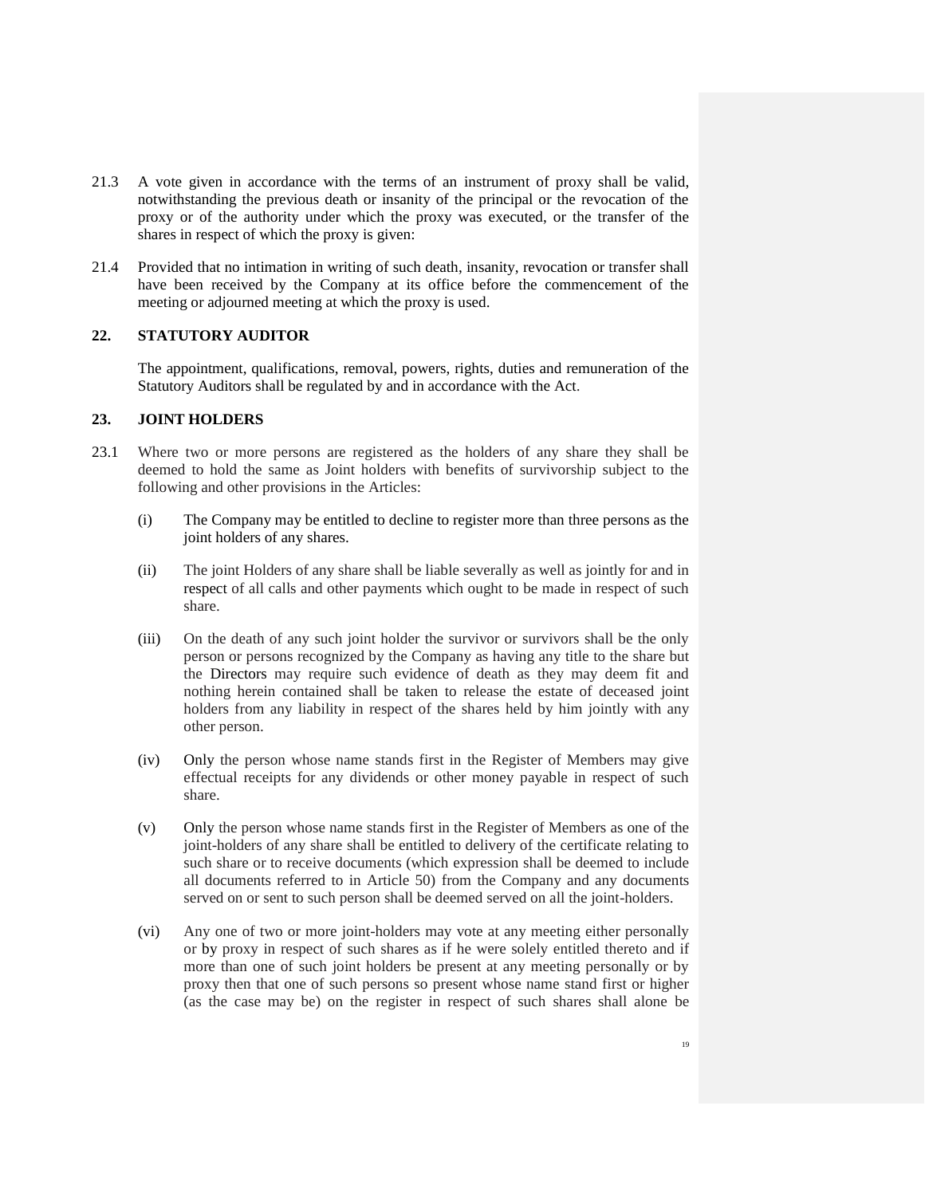21.3 A vote given in accordance with the terms of an instrument of proxy shall be valid, notwithstanding the previous death or insanity of the principal or the revocation of the proxy or of the authority under which the proxy was executed, or the transfer of the shares in respect of which the proxy is given:

21.4 Provided that no intimation in writing of such death, insanity, revocation or transfer shall have been received by the Company at its office before the commencement of the meeting or adjourned meeting at which the proxy is used.

## 22. STATUTORY AUDITOR

The appointment, qualifications, removal, powers, rights, duties and remuneration of the Statutory Auditors shall be regulated by and in accordance with the Act.

## 23. JOINT HOLDERS

23.1 Where two or more persons are registered as the holders of any share they shall be deemed to hold the same as Joint holders with benefits of survivorship subject to the following and other provisions in the Articles:

(i) The Company may be entitled to decline to register more than three persons as the joint holders of any shares.

(ii) The joint Holders of any share shall be liable severally as well as jointly for and in respect of all calls and other payments which ought to be made in respect of such share.

(iii) On the death of any such joint holder the survivor or survivors shall be the only person or persons recognized by the Company as having any title to the share but the Directors may require such evidence of death as they may deem fit and nothing herein contained shall be taken to release the estate of deceased joint holders from any liability in respect of the shares held by him jointly with any other person.

(iv) Only the person whose name stands first in the Register of Members may give effectual receipts for any dividends or other money payable in respect of such share.

(v) Only the person whose name stands first in the Register of Members as one of the joint-holders of any share shall be entitled to delivery of the certificate relating to such share or to receive documents (which expression shall be deemed to include all documents referred to in Article 50) from the Company and any documents served on or sent to such person shall be deemed served on all the joint-holders.

(vi) Any one of two or more joint-holders may vote at any meeting either personally or by proxy in respect of such shares as if he were solely entitled thereto and if more than one of such joint holders be present at any meeting personally or by proxy then that one of such persons so present whose name stand first or higher (as the case may be) on the register in respect of such shares shall alone be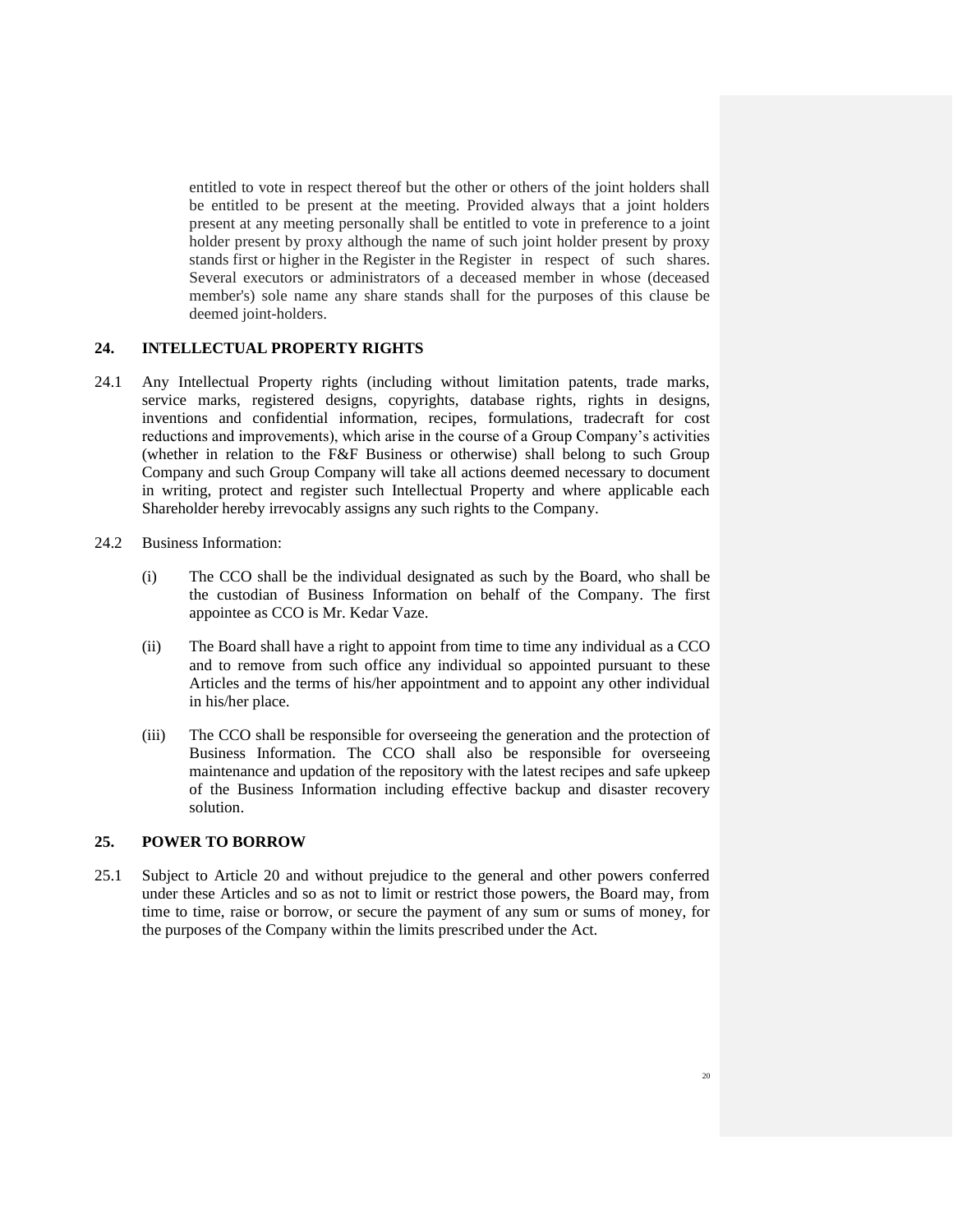entitled to vote in respect thereof but the other or others of the joint holders shall be entitled to be present at the meeting. Provided always that a joint holders present at any meeting personally shall be entitled to vote in preference to a joint holder present by proxy although the name of such joint holder present by proxy stands first or higher in the Register in the Register in respect of such shares. Several executors or administrators of a deceased member in whose (deceased member's) sole name any share stands shall for the purposes of this clause be deemed joint-holders.

## 24. INTELLECTUAL PROPERTY RIGHTS

24.1 Any Intellectual Property rights (including without limitation patents, trade marks, service marks, registered designs, copyrights, database rights, rights in designs, inventions and confidential information, recipes, formulations, tradecraft for cost reductions and improvements), which arise in the course of a Group Company's activities (whether in relation to the F&F Business or otherwise) shall belong to such Group Company and such Group Company will take all actions deemed necessary to document in writing, protect and register such Intellectual Property and where applicable each Shareholder hereby irrevocably assigns any such rights to the Company.

24.2 Business Information:

(i) The CCO shall be the individual designated as such by the Board, who shall be the custodian of Business Information on behalf of the Company. The first appointee as CCO is Mr. Kedar Vaze.

(ii) The Board shall have a right to appoint from time to time any individual as a CCO and to remove from such office any individual so appointed pursuant to these Articles and the terms of his/her appointment and to appoint any other individual in his/her place.

(iii) The CCO shall be responsible for overseeing the generation and the protection of Business Information. The CCO shall also be responsible for overseeing maintenance and updation of the repository with the latest recipes and safe upkeep of the Business Information including effective backup and disaster recovery solution.

## 25. POWER TO BORROW

25.1 Subject to Article 20 and without prejudice to the general and other powers conferred under these Articles and so as not to limit or restrict those powers, the Board may, from time to time, raise or borrow, or secure the payment of any sum or sums of money, for the purposes of the Company within the limits prescribed under the Act.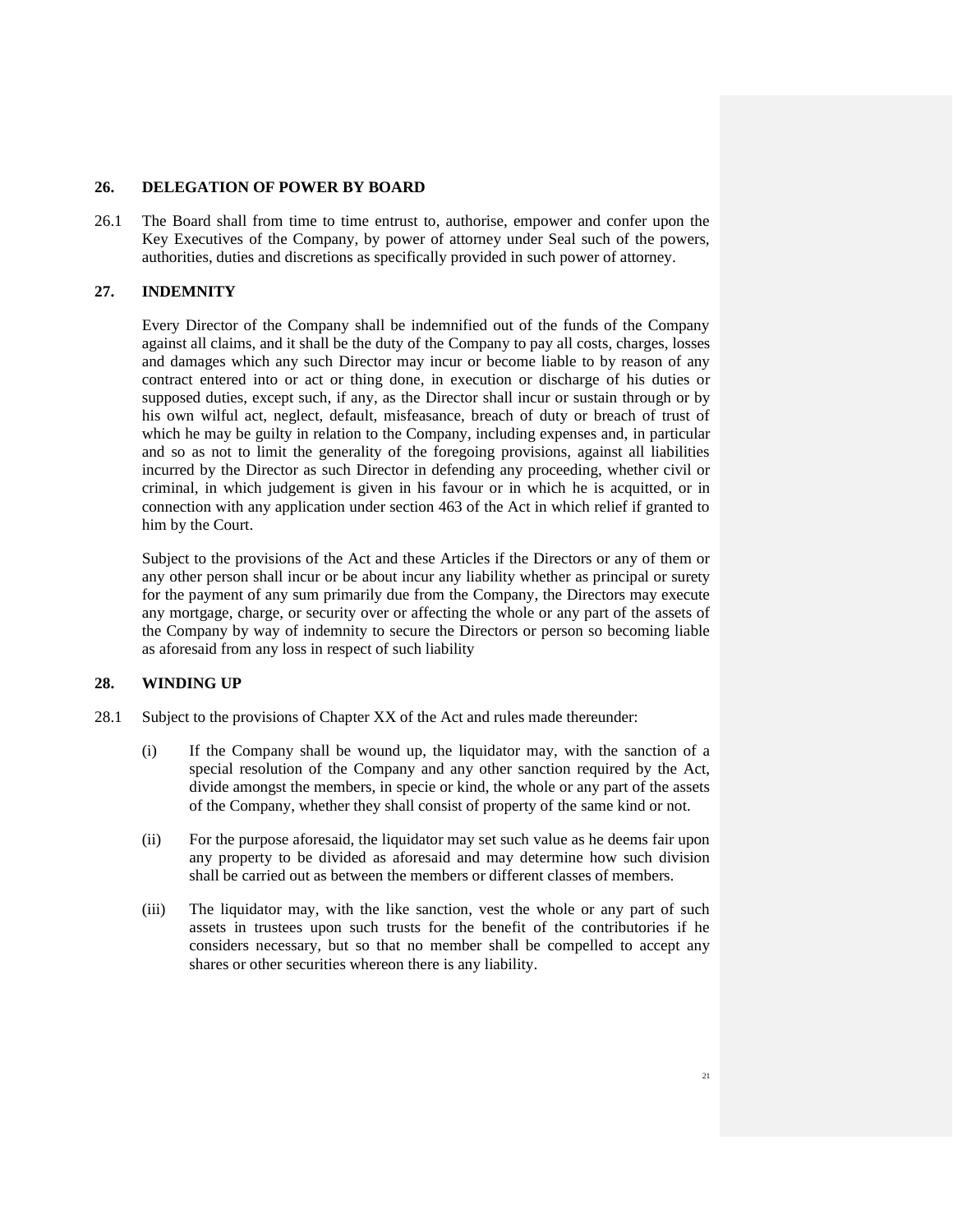## 26. DELEGATION OF POWER BY BOARD

26.1 The Board shall from time to time entrust to, authorise, empower and confer upon the Key Executives of the Company, by power of attorney under Seal such of the powers, authorities, duties and discretions as specifically provided in such power of attorney.

## 27. INDEMNITY

Every Director of the Company shall be indemnified out of the funds of the Company against all claims, and it shall be the duty of the Company to pay all costs, charges, losses and damages which any such Director may incur or become liable to by reason of any contract entered into or act or thing done, in execution or discharge of his duties or supposed duties, except such, if any, as the Director shall incur or sustain through or by his own wilful act, neglect, default, misfeasance, breach of duty or breach of trust of which he may be guilty in relation to the Company, including expenses and, in particular and so as not to limit the generality of the foregoing provisions, against all liabilities incurred by the Director as such Director in defending any proceeding, whether civil or criminal, in which judgement is given in his favour or in which he is acquitted, or in connection with any application under section 463 of the Act in which relief if granted to him by the Court.

Subject to the provisions of the Act and these Articles if the Directors or any of them or any other person shall incur or be about incur any liability whether as principal or surety for the payment of any sum primarily due from the Company, the Directors may execute any mortgage, charge, or security over or affecting the whole or any part of the assets of the Company by way of indemnity to secure the Directors or person so becoming liable as aforesaid from any loss in respect of such liability

## 28. WINDING UP

28.1 Subject to the provisions of Chapter XX of the Act and rules made thereunder:

(i) If the Company shall be wound up, the liquidator may, with the sanction of a special resolution of the Company and any other sanction required by the Act, divide amongst the members, in specie or kind, the whole or any part of the assets of the Company, whether they shall consist of property of the same kind or not.

(ii) For the purpose aforesaid, the liquidator may set such value as he deems fair upon any property to be divided as aforesaid and may determine how such division shall be carried out as between the members or different classes of members.

(iii) The liquidator may, with the like sanction, vest the whole or any part of such assets in trustees upon such trusts for the benefit of the contributories if he considers necessary, but so that no member shall be compelled to accept any shares or other securities whereon there is any liability.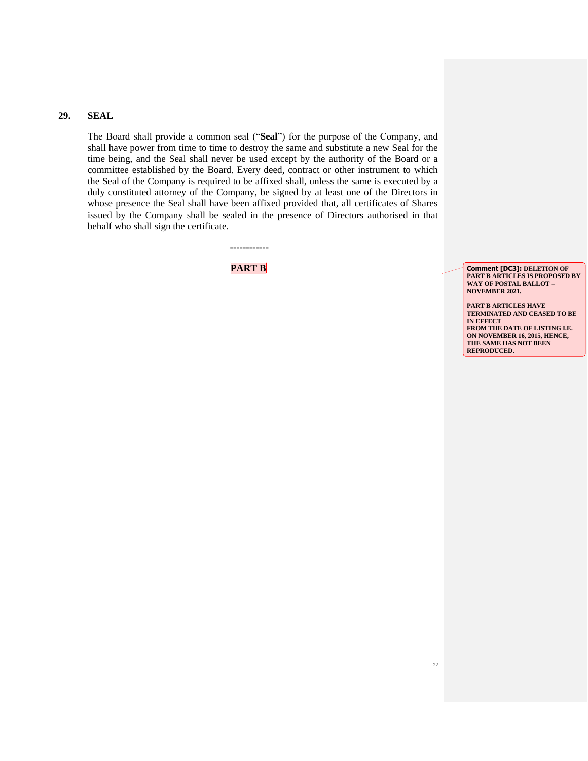## 29. SEAL

The Board shall provide a common seal ("**Seal**") for the purpose of the Company, and shall have power from time to time to destroy the same and substitute a new Seal for the time being, and the Seal shall never be used except by the authority of the Board or a committee established by the Board. Every deed, contract or other instrument to which the Seal of the Company is required to be affixed shall, unless the same is executed by a duly constituted attorney of the Company, be signed by at least one of the Directors in whose presence the Seal shall have been affixed provided that, all certificates of Shares issued by the Company shall be sealed in the presence of Directors authorised in that behalf who shall sign the certificate.

------------

**PART B**

**Comment [DC3]: DELETION OF PART B ARTICLES IS PROPOSED BY WAY OF POSTAL BALLOT – NOVEMBER 2021.**

**PART B ARTICLES HAVE TERMINATED AND CEASED TO BE IN EFFECT FROM THE DATE OF LISTING I.E. ON NOVEMBER 16, 2015, HENCE, THE SAME HAS NOT BEEN REPRODUCED.**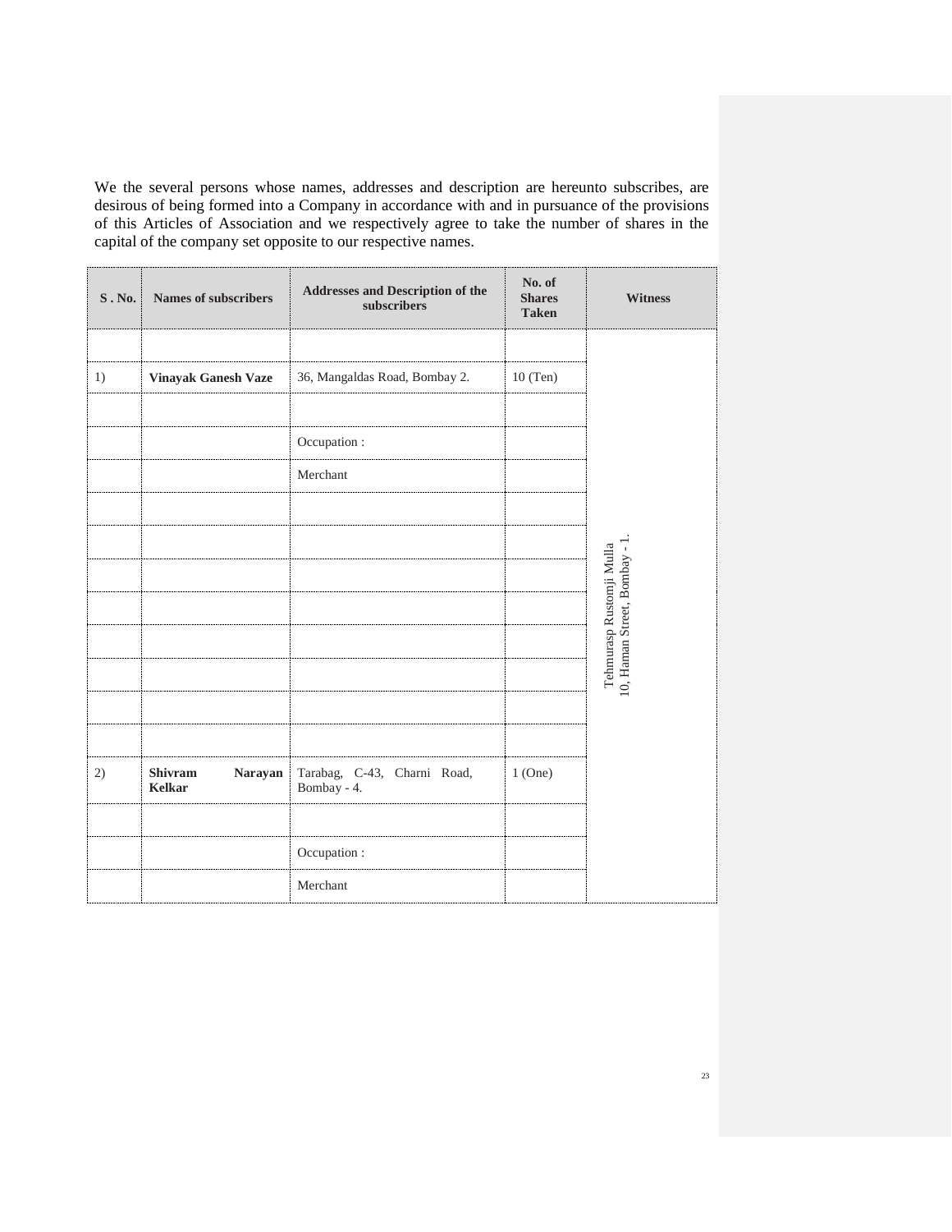We the several persons whose names, addresses and description are hereunto subscribes, are desirous of being formed into a Company in accordance with and in pursuance of the provisions of this Articles of Association and we respectively agree to take the number of shares in the capital of the company set opposite to our respective names.

| S . No. | Names of subscribers | Addresses and Description of the subscribers | No. of Shares Taken | Witness |
|---|---|---|---|---|
| | | | | Tehmurasp Rustomji Mulla<br>10, Haman Street, Bombay - 1. |
| 1) | **Vinayak Ganesh Vaze** | 36, Mangaldas Road, Bombay 2. | 10 (Ten) | |
| | | | | |
| | | Occupation : | | |
| | | Merchant | | |
| | | | | |
| | | | | |
| | | | | |
| | | | | |
| | | | | |
| | | | | |
| | | | | |
| | | | | |
| 2) | **Shivram Narayan Kelkar** | Tarabag, C-43, Charni Road, Bombay - 4. | 1 (One) | |
| | | | | |
| | | Occupation : | | |
| | | Merchant | | |